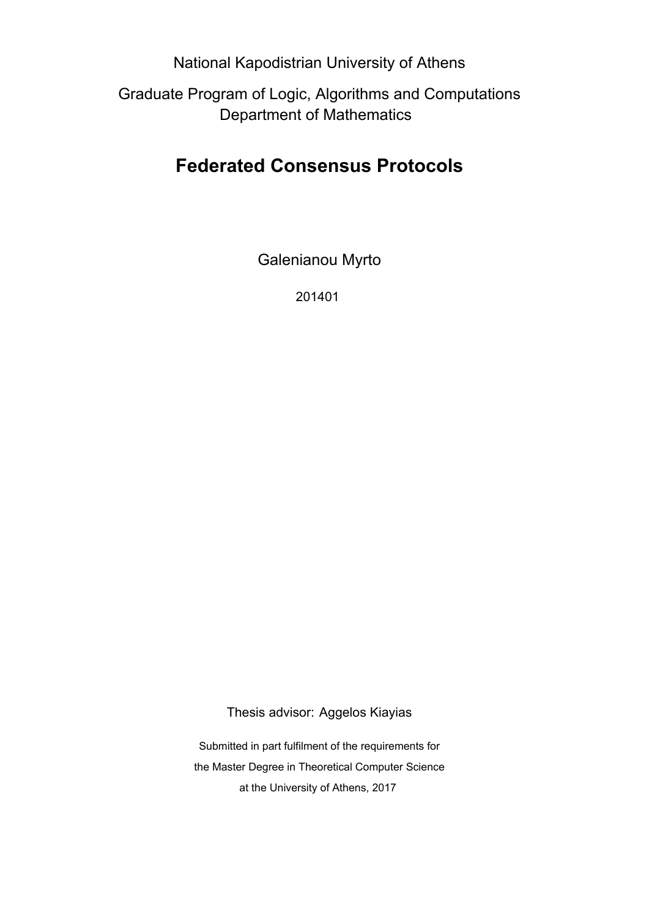National Kapodistrian University of Athens

Graduate Program of Logic, Algorithms and Computations
Department of Mathematics

# Federated Consensus Protocols

Galenianou Myrto

201401

Thesis advisor: Aggelos Kiayias

Submitted in part fulfilment of the requirements for
the Master Degree in Theoretical Computer Science
at the University of Athens, 2017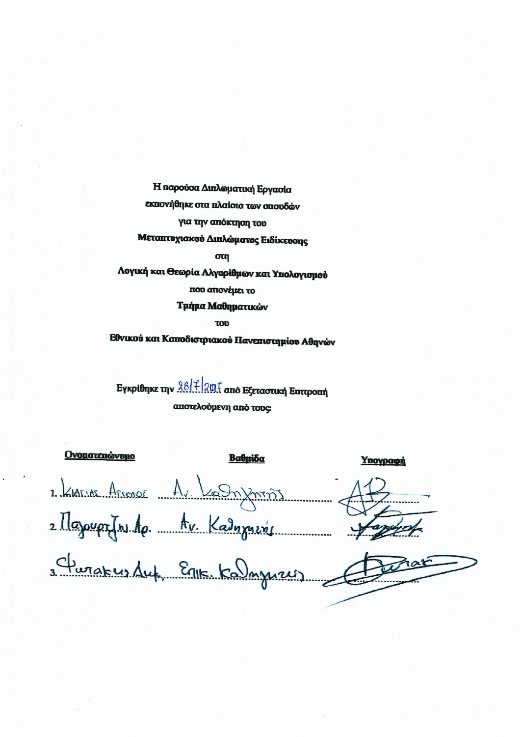Η παρούσα Διπλωματική Εργασία

εκπονήθηκε στα πλαίσια των σπουδών

για την απόκτηση του

**Μεταπτυχιακού Διπλώματος Ειδίκευσης**

στη

**Λογική και Θεωρία Αλγορίθμων και Υπολογισμού**

που απονέμει το

**Τμήμα Μαθηματικών**

του

**Εθνικού και Καποδιστριακού Πανεπιστημίου Αθηνών**

Εγκρίθηκε την 28/7/2017 από Εξεταστική Επιτροπή

αποτελούμενη από τους:

| Ονοματεπώνυμο | Βαθμίδα | Υπογραφή |
|---|---|---|
| 1. Κιαγιάς Άγγελος | Αν. Καθηγητής | |
| 2. Παγουρτζής Αρ. | Αν. Καθηγητής | |
| 3. Φωτάκης Δημ. | Επικ. Καθηγητής | |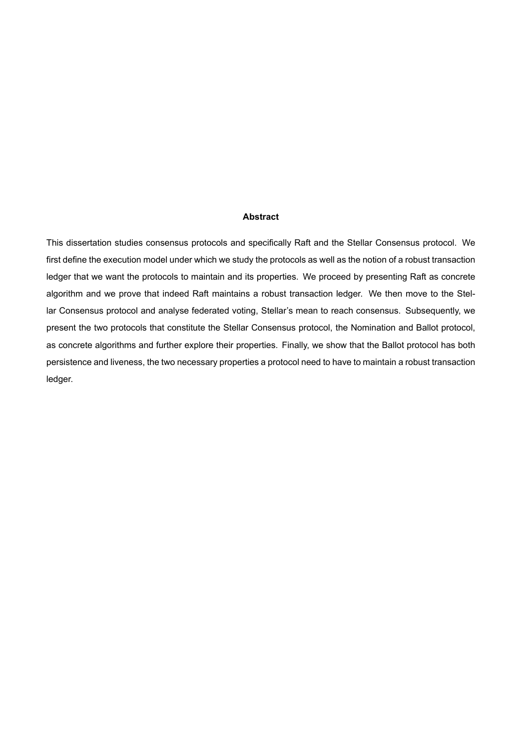## Abstract

This dissertation studies consensus protocols and specifically Raft and the Stellar Consensus protocol. We first define the execution model under which we study the protocols as well as the notion of a robust transaction ledger that we want the protocols to maintain and its properties. We proceed by presenting Raft as concrete algorithm and we prove that indeed Raft maintains a robust transaction ledger. We then move to the Stellar Consensus protocol and analyse federated voting, Stellar's mean to reach consensus. Subsequently, we present the two protocols that constitute the Stellar Consensus protocol, the Nomination and Ballot protocol, as concrete algorithms and further explore their properties. Finally, we show that the Ballot protocol has both persistence and liveness, the two necessary properties a protocol need to have to maintain a robust transaction ledger.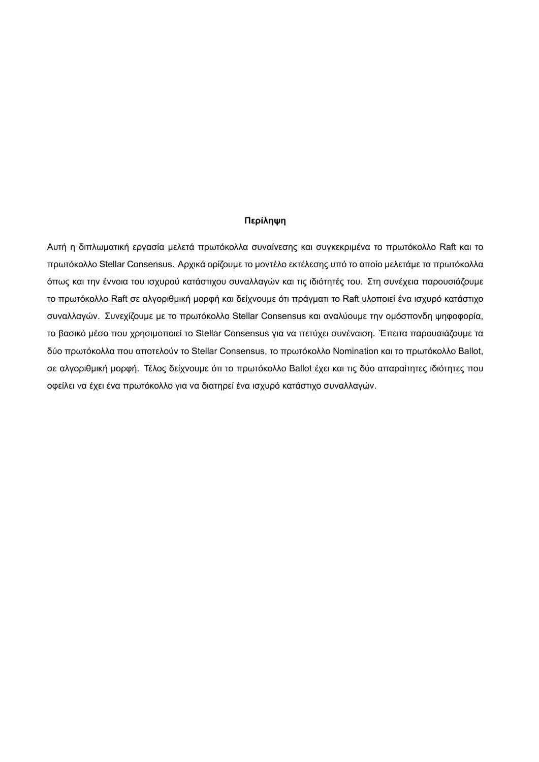## Περίληψη

Αυτή η διπλωματική εργασία μελετά πρωτόκολλα συναίνεσης και συγκεκριμένα το πρωτόκολλο Raft και το πρωτόκολλο Stellar Consensus. Αρχικά ορίζουμε το μοντέλο εκτέλεσης υπό το οποίο μελετάμε τα πρωτόκολλα όπως και την έννοια του ισχυρού κατάστιχου συναλλαγών και τις ιδιότητές του. Στη συνέχεια παρουσιάζουμε το πρωτόκολλο Raft σε αλγοριθμική μορφή και δείχνουμε ότι πράγματι το Raft υλοποιεί ένα ισχυρό κατάστιχο συναλλαγών. Συνεχίζουμε με το πρωτόκολλο Stellar Consensus και αναλύουμε την ομόσπονδη ψηφοφορία, το βασικό μέσο που χρησιμοποιεί το Stellar Consensus για να πετύχει συνέναιση. Έπειτα παρουσιάζουμε τα δύο πρωτόκολλα που αποτελούν το Stellar Consensus, το πρωτόκολλο Nomination και το πρωτόκολλο Ballot, σε αλγοριθμική μορφή. Τέλος δείχνουμε ότι το πρωτόκολλο Ballot έχει και τις δύο απαραίτητες ιδιότητες που οφείλει να έχει ένα πρωτόκολλο για να διατηρεί ένα ισχυρό κατάστιχο συναλλαγών.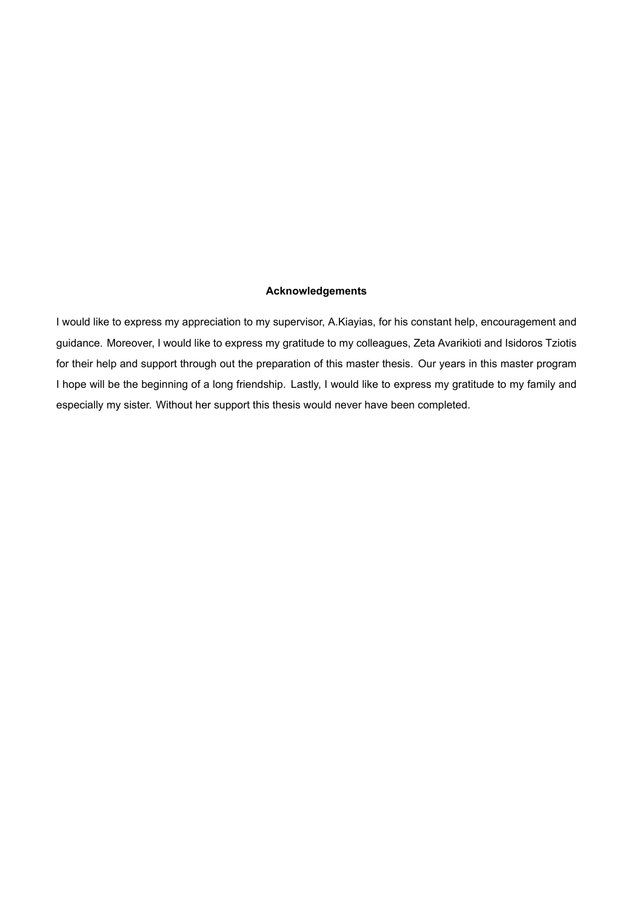## Acknowledgements

I would like to express my appreciation to my supervisor, A.Kiayias, for his constant help, encouragement and guidance. Moreover, I would like to express my gratitude to my colleagues, Zeta Avarikioti and Isidoros Tziotis for their help and support through out the preparation of this master thesis. Our years in this master program I hope will be the beginning of a long friendship. Lastly, I would like to express my gratitude to my family and especially my sister. Without her support this thesis would never have been completed.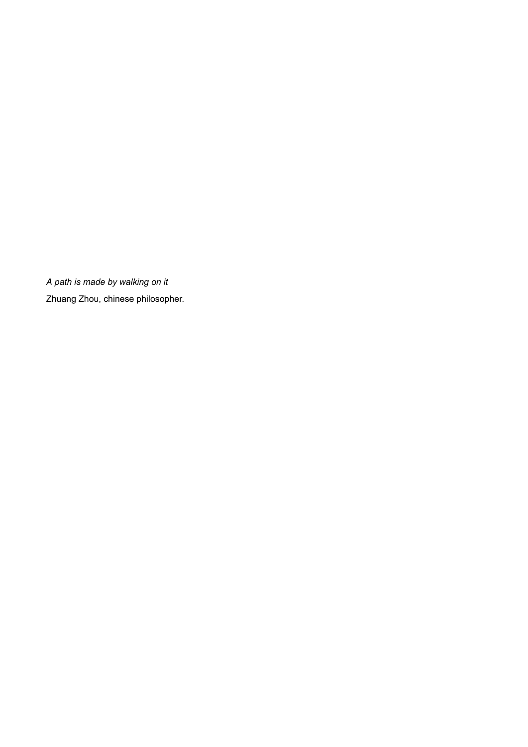*A path is made by walking on it*

Zhuang Zhou, chinese philosopher.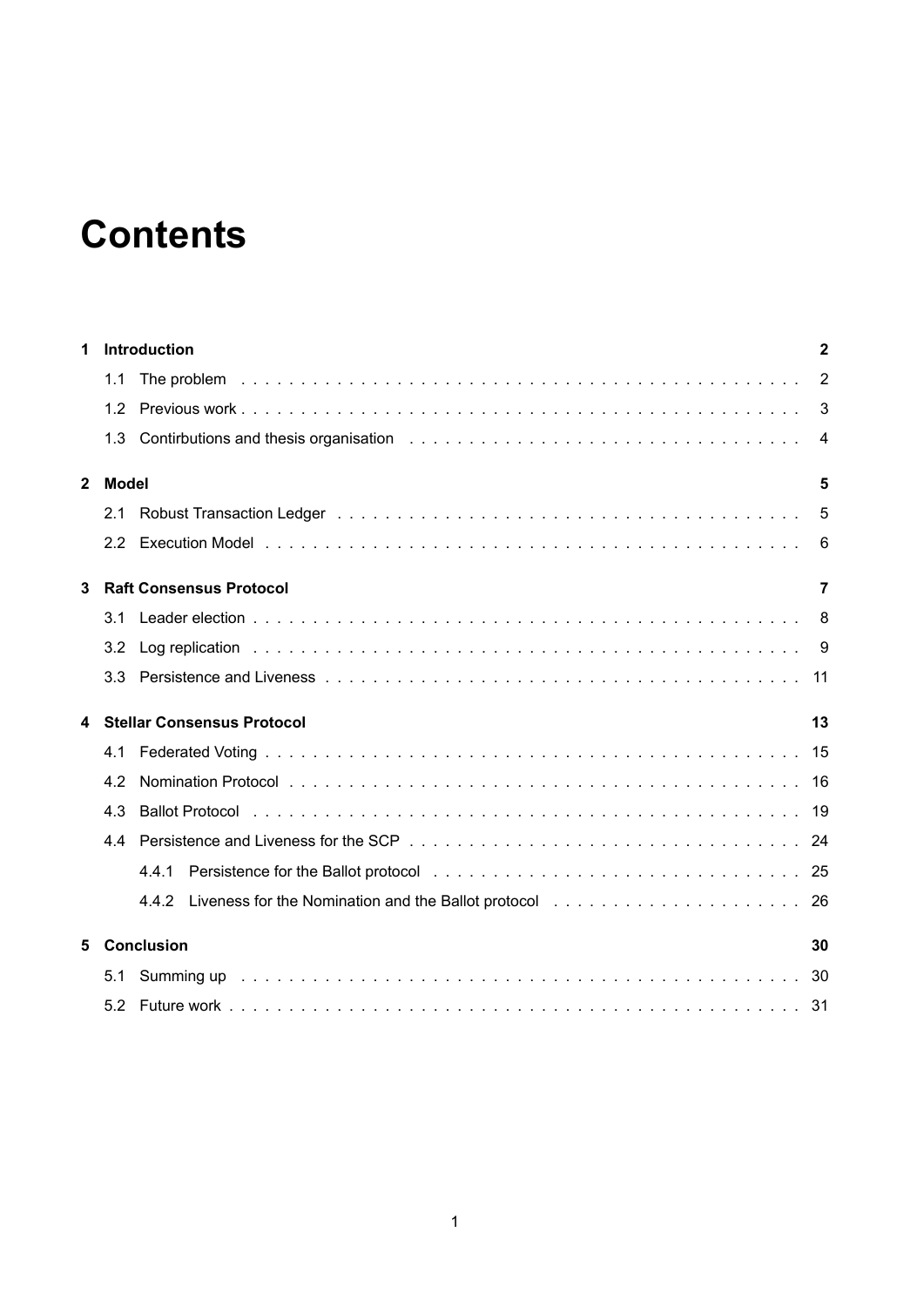# Contents

| | | |
|---|---|---|
| **1** | **Introduction** | **2** |
| | 1.1 The problem | 2 |
| | 1.2 Previous work | 3 |
| | 1.3 Contirbutions and thesis organisation | 4 |
| **2** | **Model** | **5** |
| | 2.1 Robust Transaction Ledger | 5 |
| | 2.2 Execution Model | 6 |
| **3** | **Raft Consensus Protocol** | **7** |
| | 3.1 Leader election | 8 |
| | 3.2 Log replication | 9 |
| | 3.3 Persistence and Liveness | 11 |
| **4** | **Stellar Consensus Protocol** | **13** |
| | 4.1 Federated Voting | 15 |
| | 4.2 Nomination Protocol | 16 |
| | 4.3 Ballot Protocol | 19 |
| | 4.4 Persistence and Liveness for the SCP | 24 |
| | 4.4.1 Persistence for the Ballot protocol | 25 |
| | 4.4.2 Liveness for the Nomination and the Ballot protocol | 26 |
| **5** | **Conclusion** | **30** |
| | 5.1 Summing up | 30 |
| | 5.2 Future work | 31 |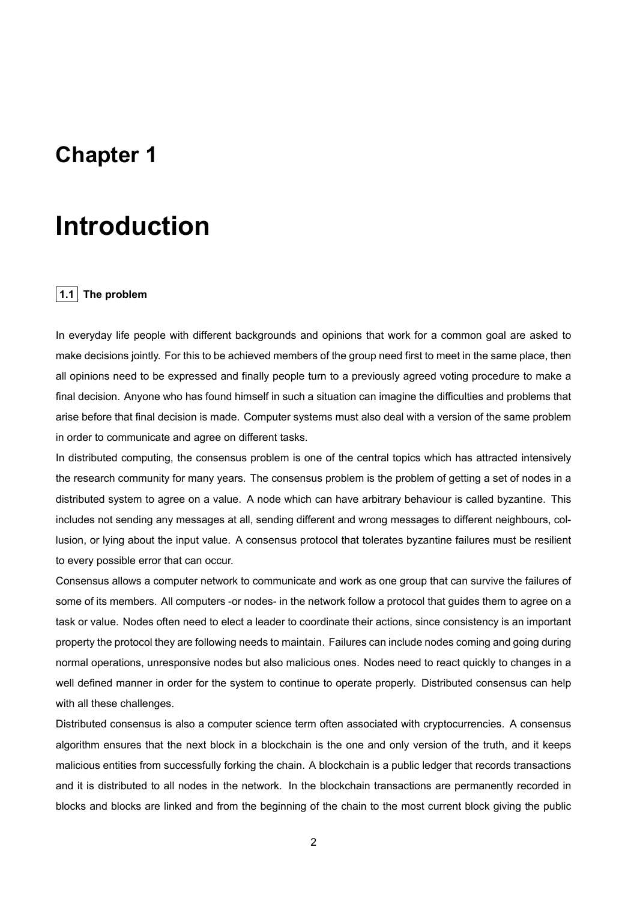# Chapter 1

# Introduction

## 1.1 The problem

In everyday life people with different backgrounds and opinions that work for a common goal are asked to make decisions jointly. For this to be achieved members of the group need first to meet in the same place, then all opinions need to be expressed and finally people turn to a previously agreed voting procedure to make a final decision. Anyone who has found himself in such a situation can imagine the difficulties and problems that arise before that final decision is made. Computer systems must also deal with a version of the same problem in order to communicate and agree on different tasks.

In distributed computing, the consensus problem is one of the central topics which has attracted intensively the research community for many years. The consensus problem is the problem of getting a set of nodes in a distributed system to agree on a value. A node which can have arbitrary behaviour is called byzantine. This includes not sending any messages at all, sending different and wrong messages to different neighbours, collusion, or lying about the input value. A consensus protocol that tolerates byzantine failures must be resilient to every possible error that can occur.

Consensus allows a computer network to communicate and work as one group that can survive the failures of some of its members. All computers -or nodes- in the network follow a protocol that guides them to agree on a task or value. Nodes often need to elect a leader to coordinate their actions, since consistency is an important property the protocol they are following needs to maintain. Failures can include nodes coming and going during normal operations, unresponsive nodes but also malicious ones. Nodes need to react quickly to changes in a well defined manner in order for the system to continue to operate properly. Distributed consensus can help with all these challenges.

Distributed consensus is also a computer science term often associated with cryptocurrencies. A consensus algorithm ensures that the next block in a blockchain is the one and only version of the truth, and it keeps malicious entities from successfully forking the chain. A blockchain is a public ledger that records transactions and it is distributed to all nodes in the network. In the blockchain transactions are permanently recorded in blocks and blocks are linked and from the beginning of the chain to the most current block giving the public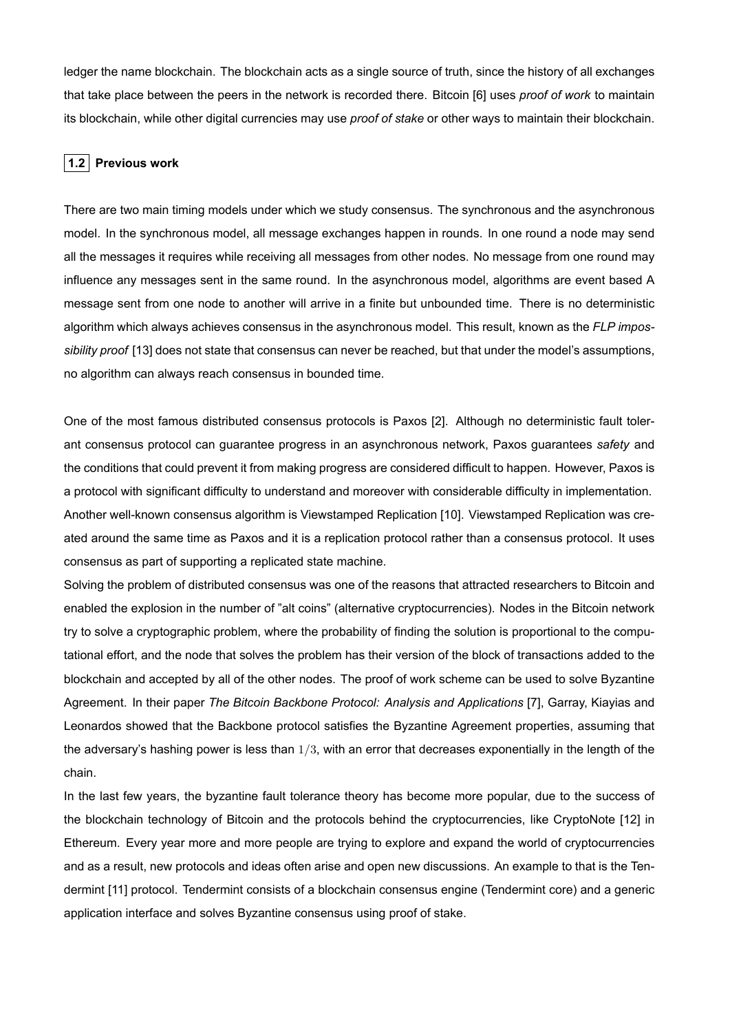ledger the name blockchain. The blockchain acts as a single source of truth, since the history of all exchanges that take place between the peers in the network is recorded there. Bitcoin [6] uses *proof of work* to maintain its blockchain, while other digital currencies may use *proof of stake* or other ways to maintain their blockchain.

## 1.2 Previous work

There are two main timing models under which we study consensus. The synchronous and the asynchronous model. In the synchronous model, all message exchanges happen in rounds. In one round a node may send all the messages it requires while receiving all messages from other nodes. No message from one round may influence any messages sent in the same round. In the asynchronous model, algorithms are event based A message sent from one node to another will arrive in a finite but unbounded time. There is no deterministic algorithm which always achieves consensus in the asynchronous model. This result, known as the *FLP impossibility proof* [13] does not state that consensus can never be reached, but that under the model's assumptions, no algorithm can always reach consensus in bounded time.

One of the most famous distributed consensus protocols is Paxos [2]. Although no deterministic fault tolerant consensus protocol can guarantee progress in an asynchronous network, Paxos guarantees *safety* and the conditions that could prevent it from making progress are considered difficult to happen. However, Paxos is a protocol with significant difficulty to understand and moreover with considerable difficulty in implementation. Another well-known consensus algorithm is Viewstamped Replication [10]. Viewstamped Replication was created around the same time as Paxos and it is a replication protocol rather than a consensus protocol. It uses consensus as part of supporting a replicated state machine.

Solving the problem of distributed consensus was one of the reasons that attracted researchers to Bitcoin and enabled the explosion in the number of "alt coins" (alternative cryptocurrencies). Nodes in the Bitcoin network try to solve a cryptographic problem, where the probability of finding the solution is proportional to the computational effort, and the node that solves the problem has their version of the block of transactions added to the blockchain and accepted by all of the other nodes. The proof of work scheme can be used to solve Byzantine Agreement. In their paper *The Bitcoin Backbone Protocol: Analysis and Applications* [7], Garray, Kiayias and Leonardos showed that the Backbone protocol satisfies the Byzantine Agreement properties, assuming that the adversary's hashing power is less than $1/3$, with an error that decreases exponentially in the length of the chain.

In the last few years, the byzantine fault tolerance theory has become more popular, due to the success of the blockchain technology of Bitcoin and the protocols behind the cryptocurrencies, like CryptoNote [12] in Ethereum. Every year more and more people are trying to explore and expand the world of cryptocurrencies and as a result, new protocols and ideas often arise and open new discussions. An example to that is the Tendermint [11] protocol. Tendermint consists of a blockchain consensus engine (Tendermint core) and a generic application interface and solves Byzantine consensus using proof of stake.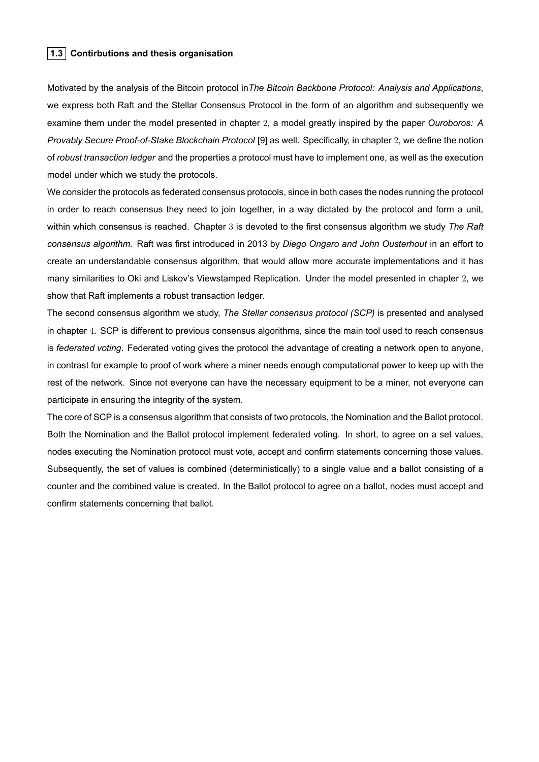### 1.3 Contirbutions and thesis organisation

Motivated by the analysis of the Bitcoin protocol in*The Bitcoin Backbone Protocol: Analysis and Applications*, we express both Raft and the Stellar Consensus Protocol in the form of an algorithm and subsequently we examine them under the model presented in chapter 2, a model greatly inspired by the paper *Ouroboros: A Provably Secure Proof-of-Stake Blockchain Protocol* [9] as well. Specifically, in chapter 2, we define the notion of *robust transaction ledger* and the properties a protocol must have to implement one, as well as the execution model under which we study the protocols.

We consider the protocols as federated consensus protocols, since in both cases the nodes running the protocol in order to reach consensus they need to join together, in a way dictated by the protocol and form a unit, within which consensus is reached. Chapter 3 is devoted to the first consensus algorithm we study *The Raft consensus algorithm.* Raft was first introduced in 2013 by *Diego Ongaro and John Ousterhout* in an effort to create an understandable consensus algorithm, that would allow more accurate implementations and it has many similarities to Oki and Liskov's Viewstamped Replication. Under the model presented in chapter 2, we show that Raft implements a robust transaction ledger.

The second consensus algorithm we study, *The Stellar consensus protocol (SCP)* is presented and analysed in chapter 4. SCP is different to previous consensus algorithms, since the main tool used to reach consensus is *federated voting*. Federated voting gives the protocol the advantage of creating a network open to anyone, in contrast for example to proof of work where a miner needs enough computational power to keep up with the rest of the network. Since not everyone can have the necessary equipment to be a miner, not everyone can participate in ensuring the integrity of the system.

The core of SCP is a consensus algorithm that consists of two protocols, the Nomination and the Ballot protocol. Both the Nomination and the Ballot protocol implement federated voting. In short, to agree on a set values, nodes executing the Nomination protocol must vote, accept and confirm statements concerning those values. Subsequently, the set of values is combined (deterministically) to a single value and a ballot consisting of a counter and the combined value is created. In the Ballot protocol to agree on a ballot, nodes must accept and confirm statements concerning that ballot.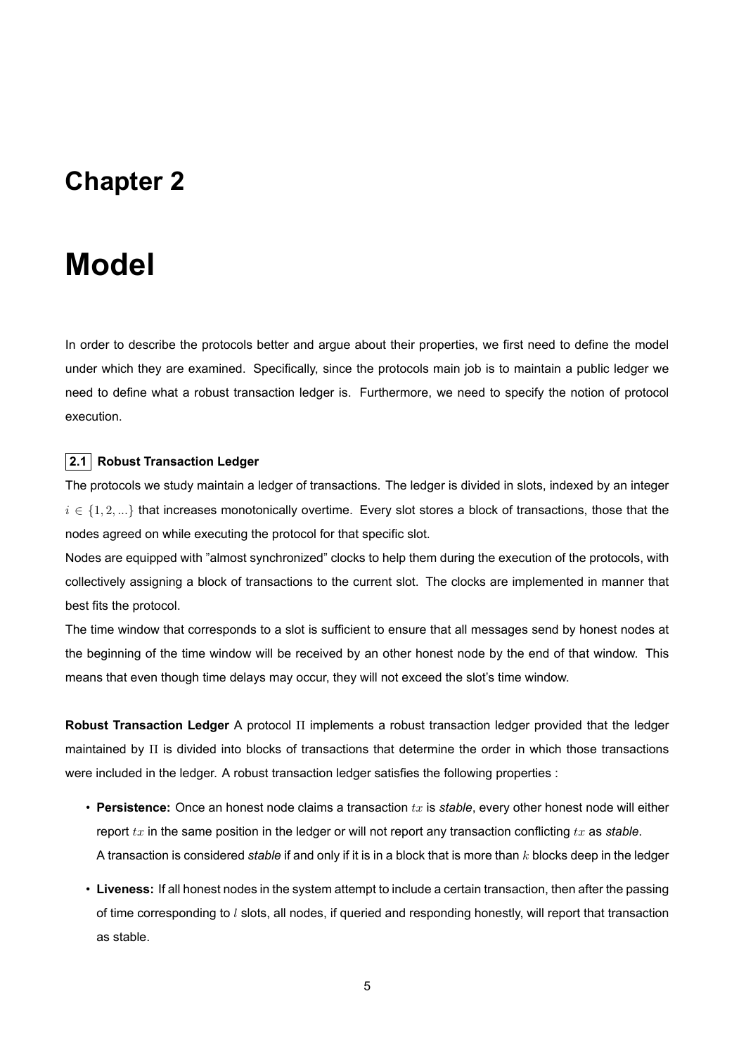# Chapter 2

# Model

In order to describe the protocols better and argue about their properties, we first need to define the model under which they are examined. Specifically, since the protocols main job is to maintain a public ledger we need to define what a robust transaction ledger is. Furthermore, we need to specify the notion of protocol execution.

## 2.1 Robust Transaction Ledger

The protocols we study maintain a ledger of transactions. The ledger is divided in slots, indexed by an integer $i \in \{1, 2, ...\}$ that increases monotonically overtime. Every slot stores a block of transactions, those that the nodes agreed on while executing the protocol for that specific slot.

Nodes are equipped with "almost synchronized" clocks to help them during the execution of the protocols, with collectively assigning a block of transactions to the current slot. The clocks are implemented in manner that best fits the protocol.

The time window that corresponds to a slot is sufficient to ensure that all messages send by honest nodes at the beginning of the time window will be received by an other honest node by the end of that window. This means that even though time delays may occur, they will not exceed the slot's time window.

**Robust Transaction Ledger** A protocol $\Pi$ implements a robust transaction ledger provided that the ledger maintained by $\Pi$ is divided into blocks of transactions that determine the order in which those transactions were included in the ledger. A robust transaction ledger satisfies the following properties :

- **Persistence:** Once an honest node claims a transaction $tx$ is *stable*, every other honest node will either report $tx$ in the same position in the ledger or will not report any transaction conflicting $tx$ as *stable*.
  A transaction is considered *stable* if and only if it is in a block that is more than $k$ blocks deep in the ledger
- **Liveness:** If all honest nodes in the system attempt to include a certain transaction, then after the passing of time corresponding to $l$ slots, all nodes, if queried and responding honestly, will report that transaction as stable.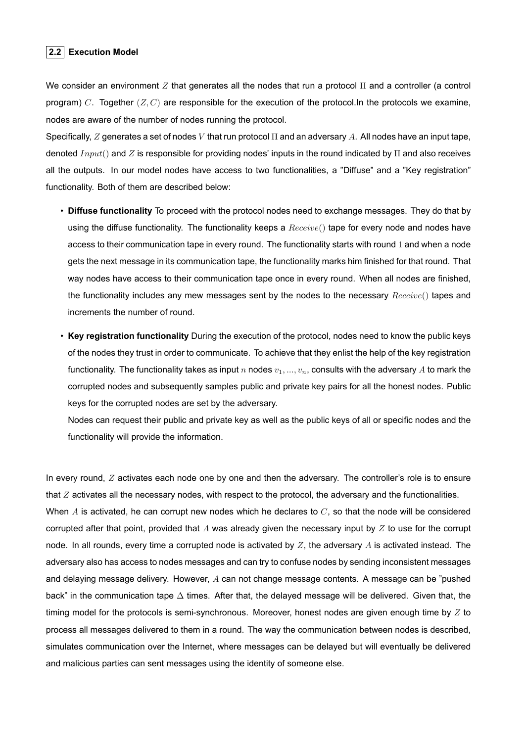## 2.2 Execution Model

We consider an environment $Z$ that generates all the nodes that run a protocol $\Pi$ and a controller (a control program) $C$. Together $(Z, C)$ are responsible for the execution of the protocol.In the protocols we examine, nodes are aware of the number of nodes running the protocol.

Specifically, $Z$ generates a set of nodes $V$ that run protocol $\Pi$ and an adversary $A$. All nodes have an input tape, denoted $Input()$ and $Z$ is responsible for providing nodes' inputs in the round indicated by $\Pi$ and also receives all the outputs. In our model nodes have access to two functionalities, a "Diffuse" and a "Key registration" functionality. Both of them are described below:

- **Diffuse functionality** To proceed with the protocol nodes need to exchange messages. They do that by using the diffuse functionality. The functionality keeps a $Receive()$ tape for every node and nodes have access to their communication tape in every round. The functionality starts with round $1$ and when a node gets the next message in its communication tape, the functionality marks him finished for that round. That way nodes have access to their communication tape once in every round. When all nodes are finished, the functionality includes any mew messages sent by the nodes to the necessary $Receive()$ tapes and increments the number of round.
- **Key registration functionality** During the execution of the protocol, nodes need to know the public keys of the nodes they trust in order to communicate. To achieve that they enlist the help of the key registration functionality. The functionality takes as input $n$ nodes $v_1, ..., v_n$, consults with the adversary $A$ to mark the corrupted nodes and subsequently samples public and private key pairs for all the honest nodes. Public keys for the corrupted nodes are set by the adversary.

  Nodes can request their public and private key as well as the public keys of all or specific nodes and the functionality will provide the information.

In every round, $Z$ activates each node one by one and then the adversary. The controller's role is to ensure that $Z$ activates all the necessary nodes, with respect to the protocol, the adversary and the functionalities.

When $A$ is activated, he can corrupt new nodes which he declares to $C$, so that the node will be considered corrupted after that point, provided that $A$ was already given the necessary input by $Z$ to use for the corrupt node. In all rounds, every time a corrupted node is activated by $Z$, the adversary $A$ is activated instead. The adversary also has access to nodes messages and can try to confuse nodes by sending inconsistent messages and delaying message delivery. However, $A$ can not change message contents. A message can be "pushed back" in the communication tape $\Delta$ times. After that, the delayed message will be delivered. Given that, the timing model for the protocols is semi-synchronous. Moreover, honest nodes are given enough time by $Z$ to process all messages delivered to them in a round. The way the communication between nodes is described, simulates communication over the Internet, where messages can be delayed but will eventually be delivered and malicious parties can sent messages using the identity of someone else.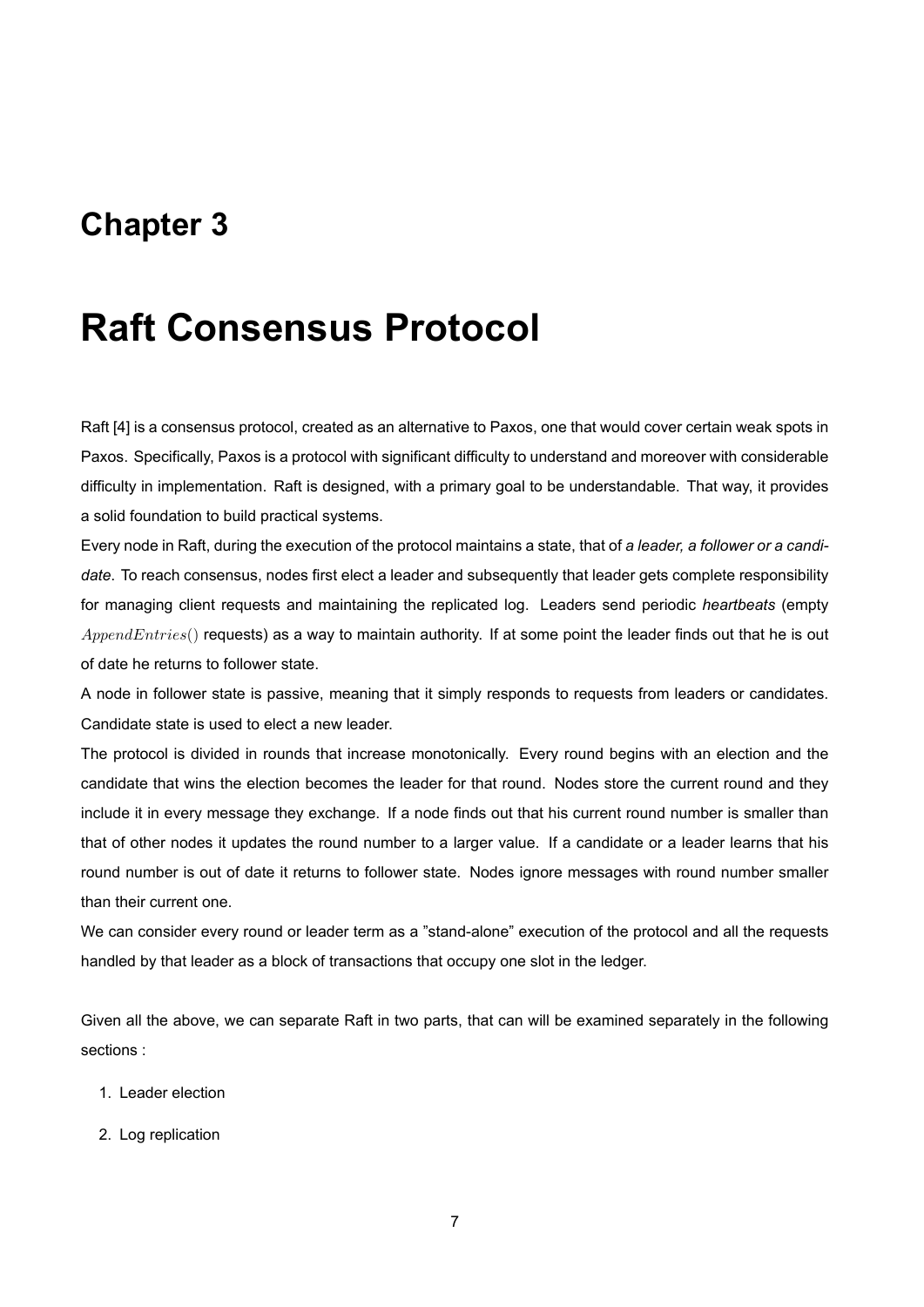# Chapter 3

# Raft Consensus Protocol

Raft [4] is a consensus protocol, created as an alternative to Paxos, one that would cover certain weak spots in Paxos. Specifically, Paxos is a protocol with significant difficulty to understand and moreover with considerable difficulty in implementation. Raft is designed, with a primary goal to be understandable. That way, it provides a solid foundation to build practical systems.

Every node in Raft, during the execution of the protocol maintains a state, that of *a leader, a follower or a candidate*. To reach consensus, nodes first elect a leader and subsequently that leader gets complete responsibility for managing client requests and maintaining the replicated log. Leaders send periodic *heartbeats* (empty $AppendEntries()$ requests) as a way to maintain authority. If at some point the leader finds out that he is out of date he returns to follower state.

A node in follower state is passive, meaning that it simply responds to requests from leaders or candidates. Candidate state is used to elect a new leader.

The protocol is divided in rounds that increase monotonically. Every round begins with an election and the candidate that wins the election becomes the leader for that round. Nodes store the current round and they include it in every message they exchange. If a node finds out that his current round number is smaller than that of other nodes it updates the round number to a larger value. If a candidate or a leader learns that his round number is out of date it returns to follower state. Nodes ignore messages with round number smaller than their current one.

We can consider every round or leader term as a "stand-alone" execution of the protocol and all the requests handled by that leader as a block of transactions that occupy one slot in the ledger.

Given all the above, we can separate Raft in two parts, that can will be examined separately in the following sections :

1. Leader election
2. Log replication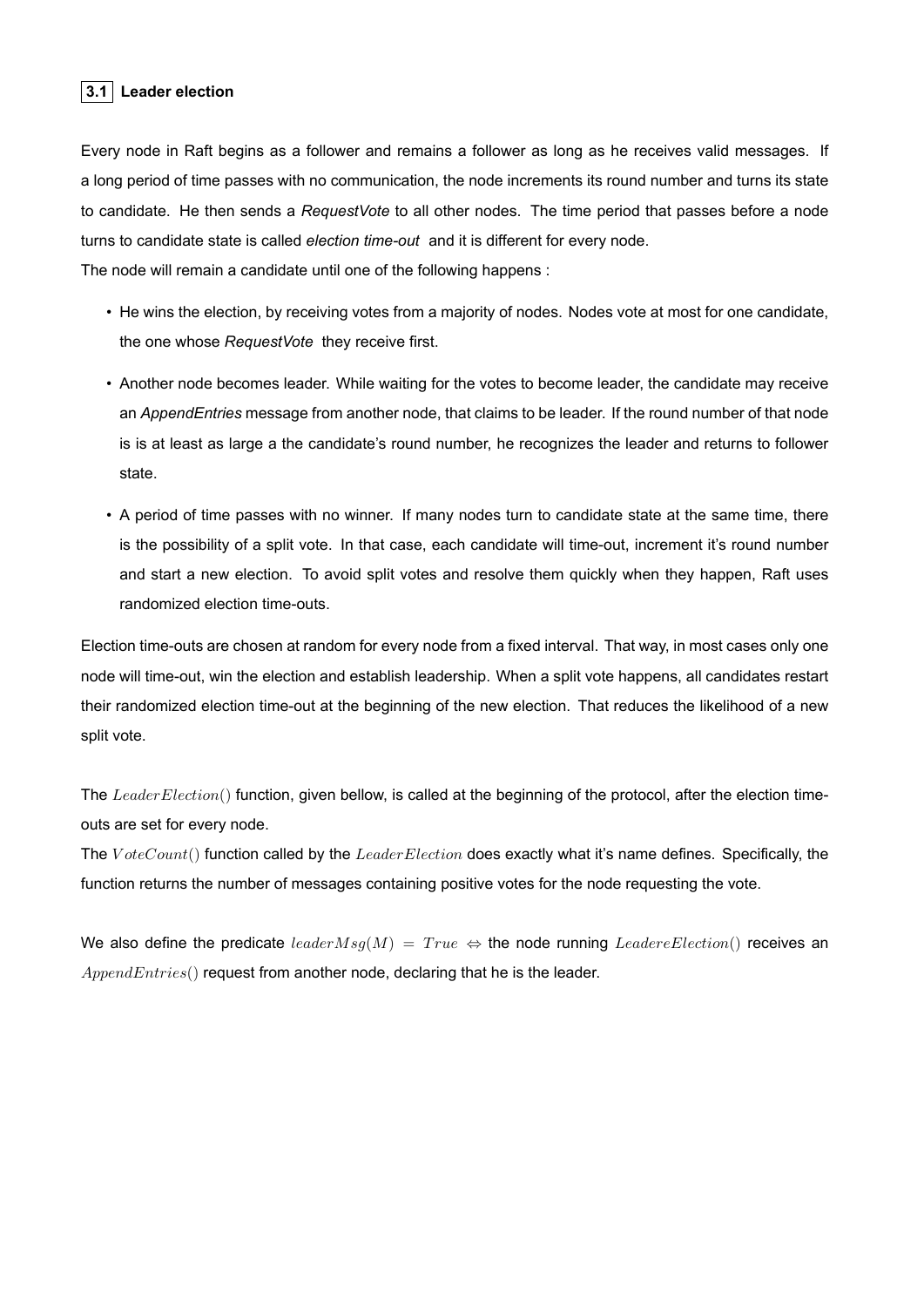### 3.1 Leader election

Every node in Raft begins as a follower and remains a follower as long as he receives valid messages. If a long period of time passes with no communication, the node increments its round number and turns its state to candidate. He then sends a *RequestVote* to all other nodes. The time period that passes before a node turns to candidate state is called *election time-out* and it is different for every node.
The node will remain a candidate until one of the following happens :

- He wins the election, by receiving votes from a majority of nodes. Nodes vote at most for one candidate, the one whose *RequestVote* they receive first.
- Another node becomes leader. While waiting for the votes to become leader, the candidate may receive an *AppendEntries* message from another node, that claims to be leader. If the round number of that node is is at least as large a the candidate's round number, he recognizes the leader and returns to follower state.
- A period of time passes with no winner. If many nodes turn to candidate state at the same time, there is the possibility of a split vote. In that case, each candidate will time-out, increment it's round number and start a new election. To avoid split votes and resolve them quickly when they happen, Raft uses randomized election time-outs.

Election time-outs are chosen at random for every node from a fixed interval. That way, in most cases only one node will time-out, win the election and establish leadership. When a split vote happens, all candidates restart their randomized election time-out at the beginning of the new election. That reduces the likelihood of a new split vote.

The $LeaderElection()$ function, given bellow, is called at the beginning of the protocol, after the election time-outs are set for every node.
The $VoteCount()$ function called by the $LeaderElection$ does exactly what it's name defines. Specifically, the function returns the number of messages containing positive votes for the node requesting the vote.

We also define the predicate $leaderMsg(M) = True \Leftrightarrow$ the node running $LeadereElection()$ receives an $AppendEntries()$ request from another node, declaring that he is the leader.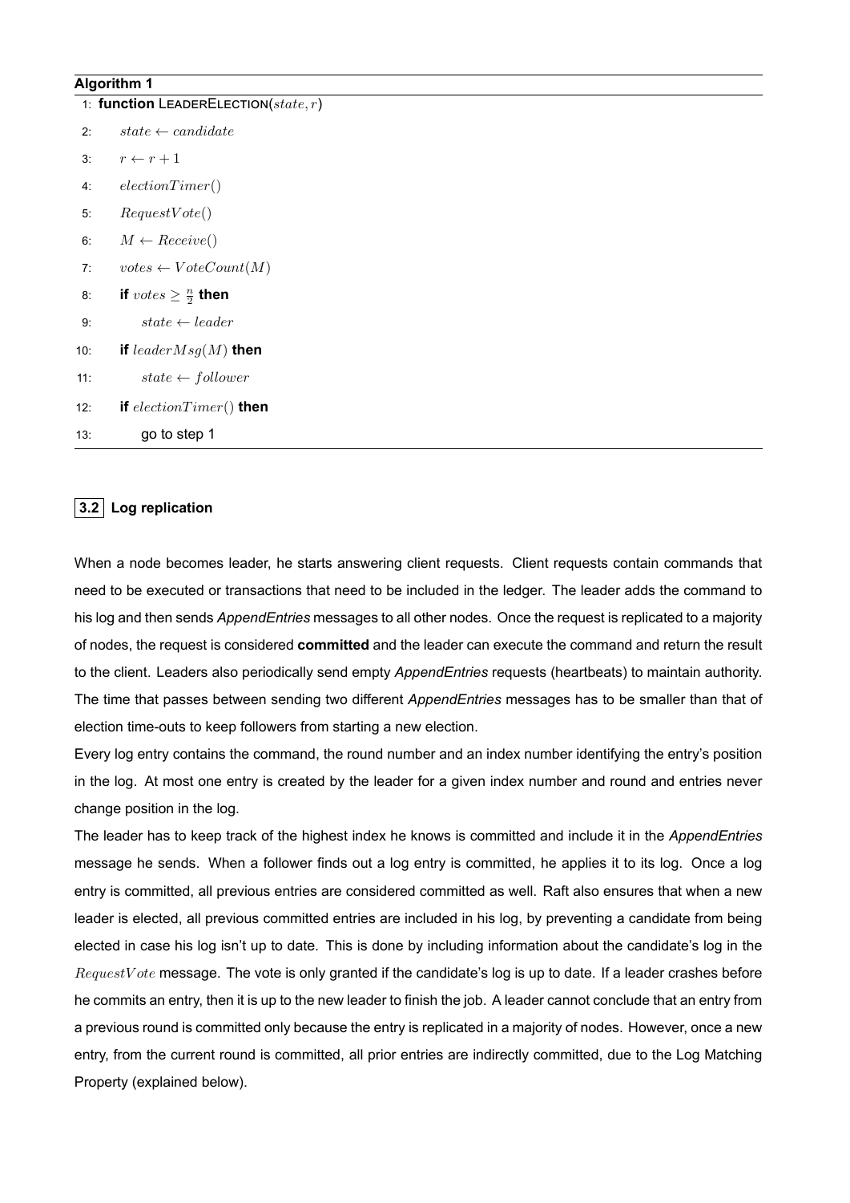**Algorithm 1**

```
1: function LEADERELECTION(state, r)
2:     state ← candidate
3:     r ← r + 1
4:     electionTimer()
5:     RequestVote()
6:     M ← Receive()
7:     votes ← VoteCount(M)
8:     if votes ≥ n/2 then
9:         state ← leader
10:    if leaderMsg(M) then
11:        state ← follower
12:    if electionTimer() then
13:        go to step 1
```

### 3.2 Log replication

When a node becomes leader, he starts answering client requests. Client requests contain commands that need to be executed or transactions that need to be included in the ledger. The leader adds the command to his log and then sends *AppendEntries* messages to all other nodes. Once the request is replicated to a majority of nodes, the request is considered **committed** and the leader can execute the command and return the result to the client. Leaders also periodically send empty *AppendEntries* requests (heartbeats) to maintain authority. The time that passes between sending two different *AppendEntries* messages has to be smaller than that of election time-outs to keep followers from starting a new election.

Every log entry contains the command, the round number and an index number identifying the entry's position in the log. At most one entry is created by the leader for a given index number and round and entries never change position in the log.

The leader has to keep track of the highest index he knows is committed and include it in the *AppendEntries* message he sends. When a follower finds out a log entry is committed, he applies it to its log. Once a log entry is committed, all previous entries are considered committed as well. Raft also ensures that when a new leader is elected, all previous committed entries are included in his log, by preventing a candidate from being elected in case his log isn't up to date. This is done by including information about the candidate's log in the $RequestVote$ message. The vote is only granted if the candidate's log is up to date. If a leader crashes before he commits an entry, then it is up to the new leader to finish the job. A leader cannot conclude that an entry from a previous round is committed only because the entry is replicated in a majority of nodes. However, once a new entry, from the current round is committed, all prior entries are indirectly committed, due to the Log Matching Property (explained below).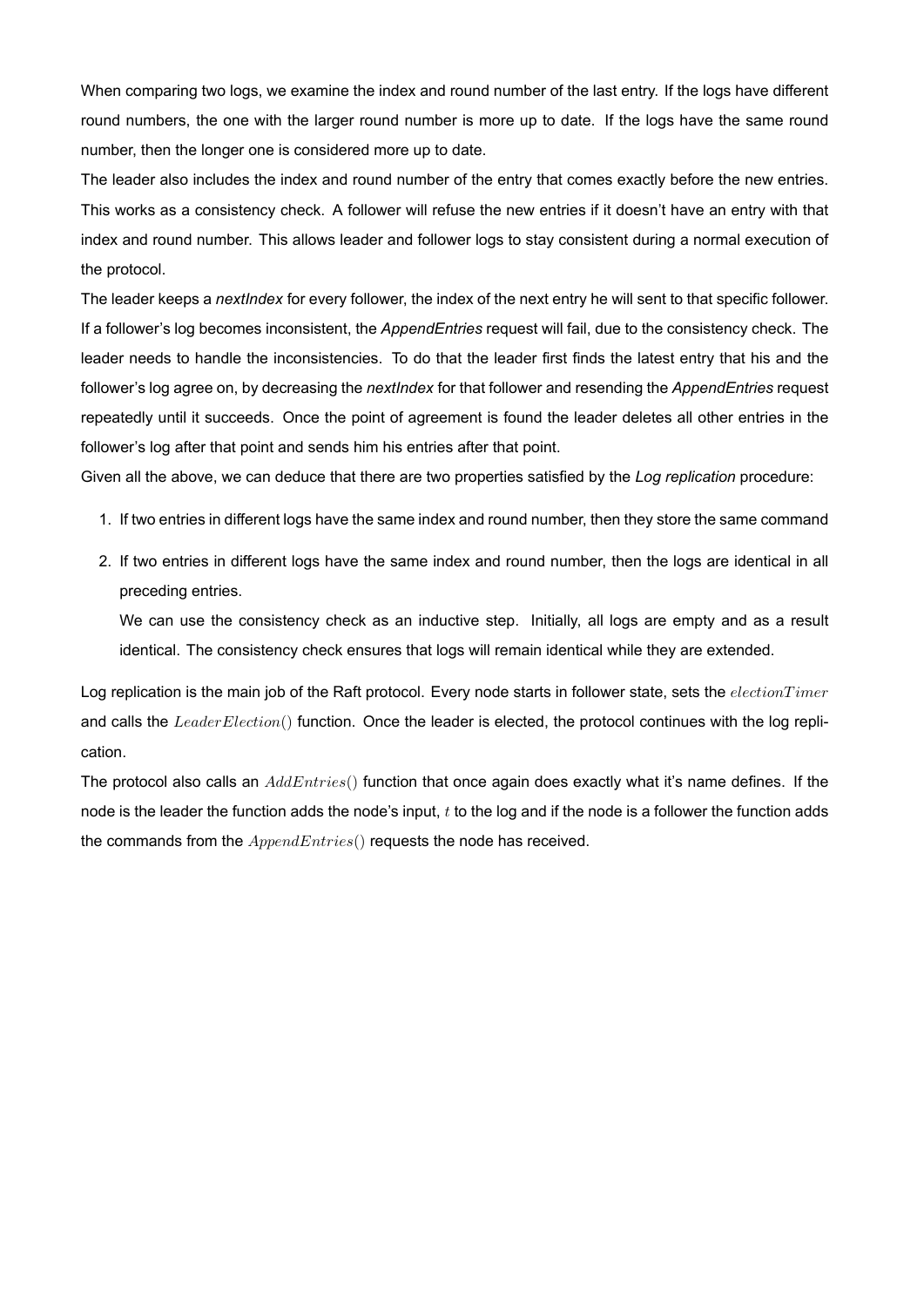When comparing two logs, we examine the index and round number of the last entry. If the logs have different round numbers, the one with the larger round number is more up to date. If the logs have the same round number, then the longer one is considered more up to date.

The leader also includes the index and round number of the entry that comes exactly before the new entries. This works as a consistency check. A follower will refuse the new entries if it doesn't have an entry with that index and round number. This allows leader and follower logs to stay consistent during a normal execution of the protocol.

The leader keeps a *nextIndex* for every follower, the index of the next entry he will sent to that specific follower. If a follower's log becomes inconsistent, the *AppendEntries* request will fail, due to the consistency check. The leader needs to handle the inconsistencies. To do that the leader first finds the latest entry that his and the follower's log agree on, by decreasing the *nextIndex* for that follower and resending the *AppendEntries* request repeatedly until it succeeds. Once the point of agreement is found the leader deletes all other entries in the follower's log after that point and sends him his entries after that point.

Given all the above, we can deduce that there are two properties satisfied by the *Log replication* procedure:

1. If two entries in different logs have the same index and round number, then they store the same command
2. If two entries in different logs have the same index and round number, then the logs are identical in all preceding entries.

   We can use the consistency check as an inductive step. Initially, all logs are empty and as a result identical. The consistency check ensures that logs will remain identical while they are extended.

Log replication is the main job of the Raft protocol. Every node starts in follower state, sets the $electionTimer$ and calls the $LeaderElection()$ function. Once the leader is elected, the protocol continues with the log replication.

The protocol also calls an $AddEntries()$ function that once again does exactly what it's name defines. If the node is the leader the function adds the node's input, $t$ to the log and if the node is a follower the function adds the commands from the $AppendEntries()$ requests the node has received.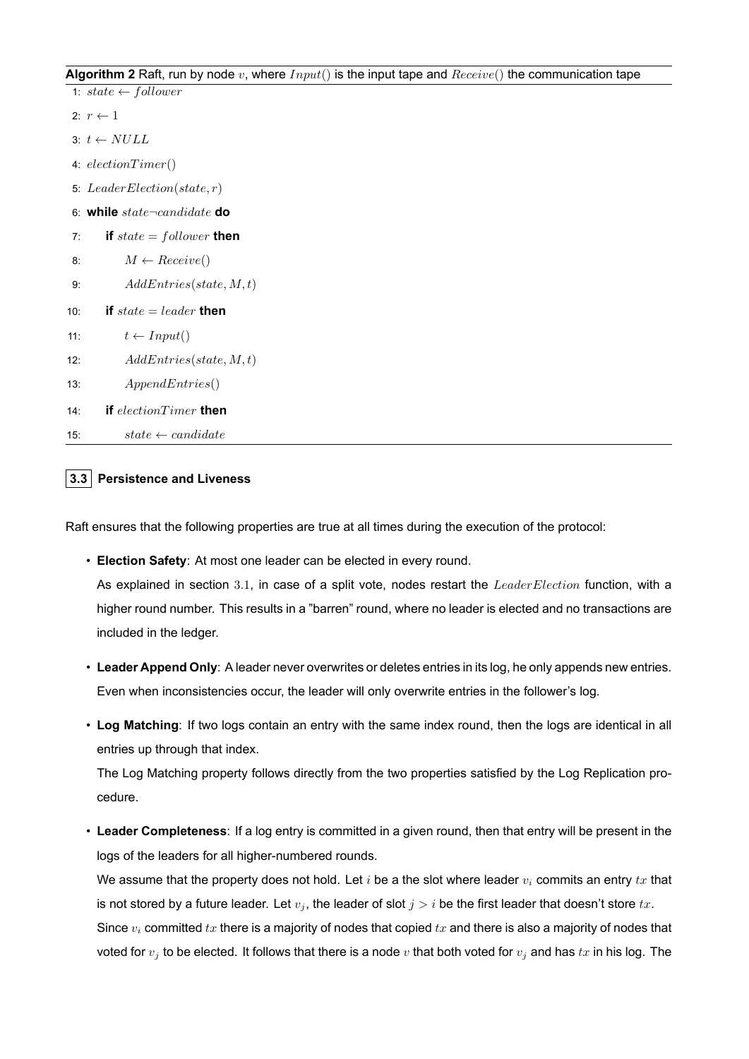**Algorithm 2** Raft, run by node $v$, where $Input()$ is the input tape and $Receive()$ the communication tape

```
1:  state ← follower
2:  r ← 1
3:  t ← NULL
4:  electionTimer()
5:  LeaderElection(state, r)
6:  while state¬candidate do
7:      if state = follower then
8:          M ← Receive()
9:          AddEntries(state, M, t)
10:     if state = leader then
11:         t ← Input()
12:         AddEntries(state, M, t)
13:         AppendEntries()
14:     if electionTimer then
15:         state ← candidate
```

## 3.3 Persistence and Liveness

Raft ensures that the following properties are true at all times during the execution of the protocol:

- **Election Safety**: At most one leader can be elected in every round.

  As explained in section 3.1, in case of a split vote, nodes restart the $LeaderElection$ function, with a higher round number. This results in a "barren" round, where no leader is elected and no transactions are included in the ledger.

- **Leader Append Only**: A leader never overwrites or deletes entries in its log, he only appends new entries. Even when inconsistencies occur, the leader will only overwrite entries in the follower's log.

- **Log Matching**: If two logs contain an entry with the same index round, then the logs are identical in all entries up through that index.

  The Log Matching property follows directly from the two properties satisfied by the Log Replication procedure.

- **Leader Completeness**: If a log entry is committed in a given round, then that entry will be present in the logs of the leaders for all higher-numbered rounds.

  We assume that the property does not hold. Let $i$ be a the slot where leader $v_i$ commits an entry $tx$ that is not stored by a future leader. Let $v_j$, the leader of slot $j > i$ be the first leader that doesn't store $tx$. Since $v_i$ committed $tx$ there is a majority of nodes that copied $tx$ and there is also a majority of nodes that voted for $v_j$ to be elected. It follows that there is a node $v$ that both voted for $v_j$ and has $tx$ in his log. The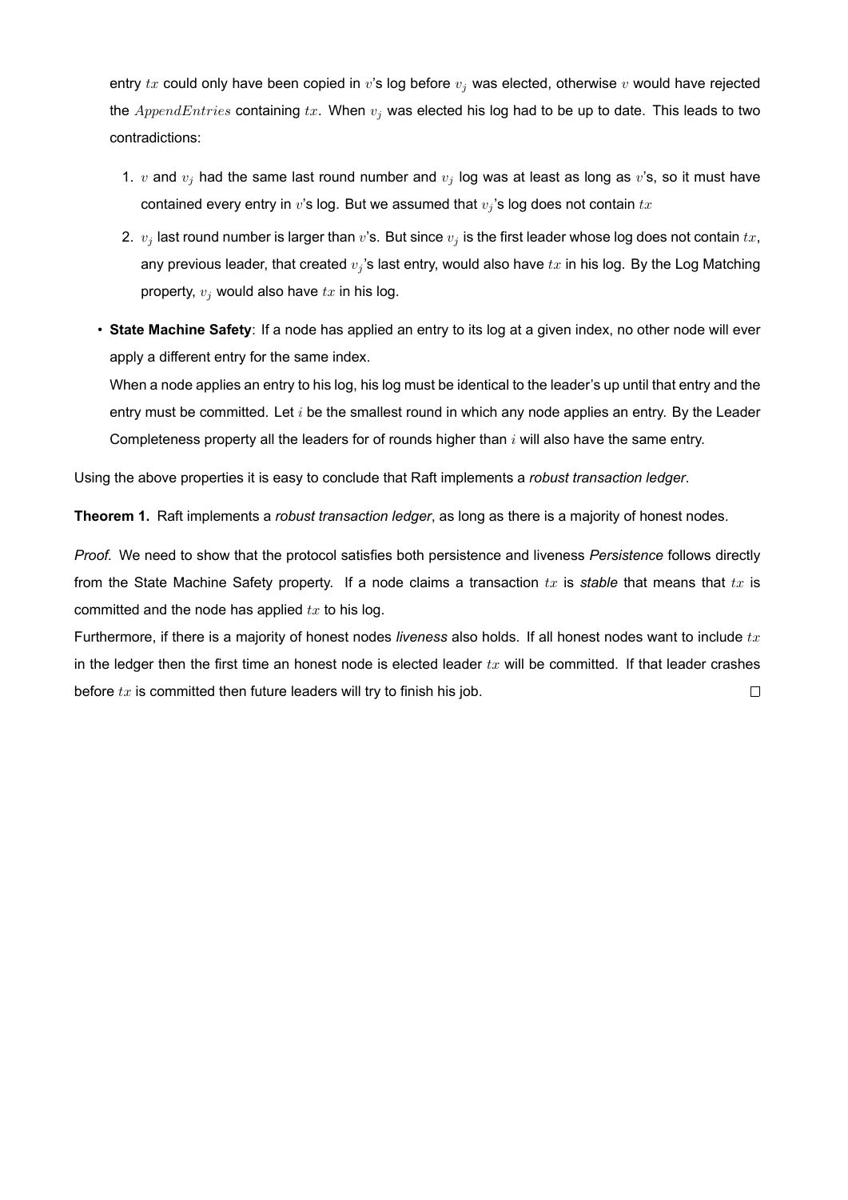entry $tx$ could only have been copied in $v$'s log before $v_j$ was elected, otherwise $v$ would have rejected the $AppendEntries$ containing $tx$. When $v_j$ was elected his log had to be up to date. This leads to two contradictions:

1. $v$ and $v_j$ had the same last round number and $v_j$ log was at least as long as $v$'s, so it must have contained every entry in $v$'s log. But we assumed that $v_j$'s log does not contain $tx$
2. $v_j$ last round number is larger than $v$'s. But since $v_j$ is the first leader whose log does not contain $tx$, any previous leader, that created $v_j$'s last entry, would also have $tx$ in his log. By the Log Matching property, $v_j$ would also have $tx$ in his log.

- **State Machine Safety**: If a node has applied an entry to its log at a given index, no other node will ever apply a different entry for the same index.

  When a node applies an entry to his log, his log must be identical to the leader's up until that entry and the entry must be committed. Let $i$ be the smallest round in which any node applies an entry. By the Leader Completeness property all the leaders for of rounds higher than $i$ will also have the same entry.

Using the above properties it is easy to conclude that Raft implements a *robust transaction ledger*.

**Theorem 1.** Raft implements a *robust transaction ledger*, as long as there is a majority of honest nodes.

*Proof.* We need to show that the protocol satisfies both persistence and liveness *Persistence* follows directly from the State Machine Safety property. If a node claims a transaction $tx$ is *stable* that means that $tx$ is committed and the node has applied $tx$ to his log.

Furthermore, if there is a majority of honest nodes *liveness* also holds. If all honest nodes want to include $tx$ in the ledger then the first time an honest node is elected leader $tx$ will be committed. If that leader crashes before $tx$ is committed then future leaders will try to finish his job. ◻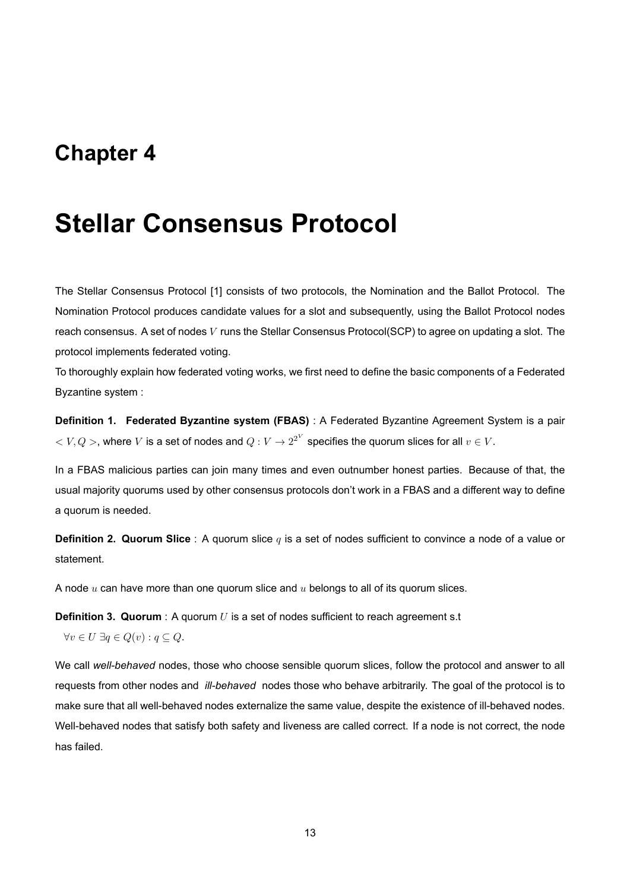# Chapter 4

# Stellar Consensus Protocol

The Stellar Consensus Protocol [1] consists of two protocols, the Nomination and the Ballot Protocol. The Nomination Protocol produces candidate values for a slot and subsequently, using the Ballot Protocol nodes reach consensus. A set of nodes $V$ runs the Stellar Consensus Protocol(SCP) to agree on updating a slot. The protocol implements federated voting.

To thoroughly explain how federated voting works, we first need to define the basic components of a Federated Byzantine system :

**Definition 1. Federated Byzantine system (FBAS)** : A Federated Byzantine Agreement System is a pair $< V, Q >$, where $V$ is a set of nodes and $Q : V \rightarrow 2^{2^V}$ specifies the quorum slices for all $v \in V$.

In a FBAS malicious parties can join many times and even outnumber honest parties. Because of that, the usual majority quorums used by other consensus protocols don't work in a FBAS and a different way to define a quorum is needed.

**Definition 2. Quorum Slice** : A quorum slice $q$ is a set of nodes sufficient to convince a node of a value or statement.

A node $u$ can have more than one quorum slice and $u$ belongs to all of its quorum slices.

**Definition 3. Quorum** : A quorum $U$ is a set of nodes sufficient to reach agreement s.t

$\forall v \in U \; \exists q \in Q(v) : q \subseteq Q.$

We call *well-behaved* nodes, those who choose sensible quorum slices, follow the protocol and answer to all requests from other nodes and *ill-behaved* nodes those who behave arbitrarily. The goal of the protocol is to make sure that all well-behaved nodes externalize the same value, despite the existence of ill-behaved nodes. Well-behaved nodes that satisfy both safety and liveness are called correct. If a node is not correct, the node has failed.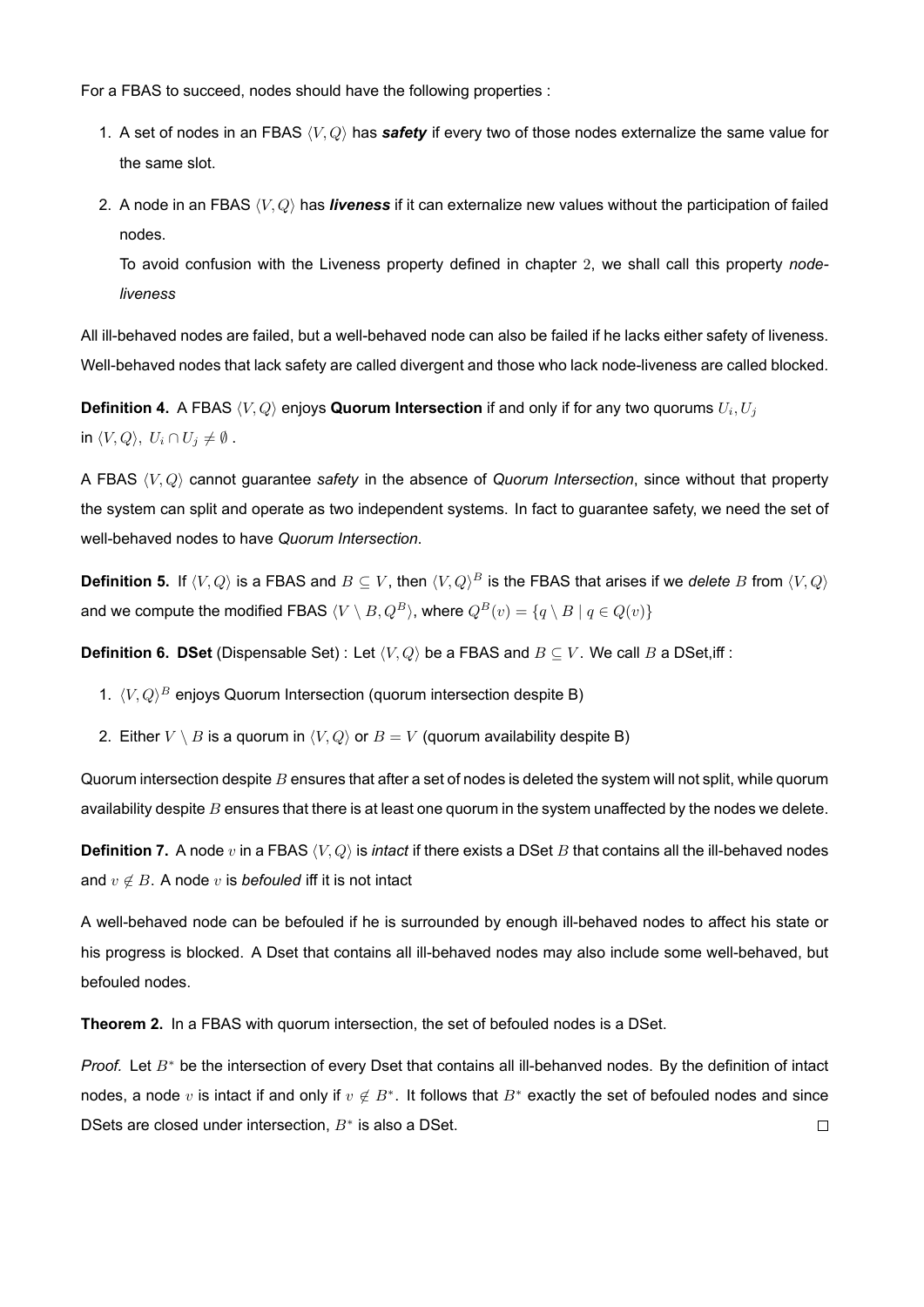For a FBAS to succeed, nodes should have the following properties :

1. A set of nodes in an FBAS $\langle V, Q\rangle$ has ***safety*** if every two of those nodes externalize the same value for the same slot.

2. A node in an FBAS $\langle V, Q\rangle$ has ***liveness*** if it can externalize new values without the participation of failed nodes.

   To avoid confusion with the Liveness property defined in chapter $2$, we shall call this property *node-liveness*

All ill-behaved nodes are failed, but a well-behaved node can also be failed if he lacks either safety of liveness. Well-behaved nodes that lack safety are called divergent and those who lack node-liveness are called blocked.

**Definition 4.** A FBAS $\langle V, Q\rangle$ enjoys **Quorum Intersection** if and only if for any two quorums $U_i, U_j$ in $\langle V, Q\rangle$, $U_i \cap U_j \neq \emptyset$ .

A FBAS $\langle V, Q\rangle$ cannot guarantee *safety* in the absence of *Quorum Intersection*, since without that property the system can split and operate as two independent systems. In fact to guarantee safety, we need the set of well-behaved nodes to have *Quorum Intersection*.

**Definition 5.** If $\langle V, Q\rangle$ is a FBAS and $B \subseteq V$, then $\langle V, Q\rangle^B$ is the FBAS that arises if we *delete* $B$ from $\langle V, Q\rangle$ and we compute the modified FBAS $\langle V \setminus B, Q^B\rangle$, where $Q^B(v) = \{q \setminus B \mid q \in Q(v)\}$

**Definition 6. DSet** (Dispensable Set) : Let $\langle V, Q\rangle$ be a FBAS and $B \subseteq V$. We call $B$ a DSet,iff :

1. $\langle V, Q\rangle^B$ enjoys Quorum Intersection (quorum intersection despite B)

2. Either $V \setminus B$ is a quorum in $\langle V, Q\rangle$ or $B = V$ (quorum availability despite B)

Quorum intersection despite $B$ ensures that after a set of nodes is deleted the system will not split, while quorum availability despite $B$ ensures that there is at least one quorum in the system unaffected by the nodes we delete.

**Definition 7.** A node $v$ in a FBAS $\langle V, Q\rangle$ is *intact* if there exists a DSet $B$ that contains all the ill-behaved nodes and $v \notin B$. A node $v$ is *befouled* iff it is not intact

A well-behaved node can be befouled if he is surrounded by enough ill-behaved nodes to affect his state or his progress is blocked. A Dset that contains all ill-behaved nodes may also include some well-behaved, but befouled nodes.

**Theorem 2.** In a FBAS with quorum intersection, the set of befouled nodes is a DSet.

*Proof.* Let $B^*$ be the intersection of every Dset that contains all ill-behanved nodes. By the definition of intact nodes, a node $v$ is intact if and only if $v \notin B^*$. It follows that $B^*$ exactly the set of befouled nodes and since DSets are closed under intersection, $B^*$ is also a DSet. $\square$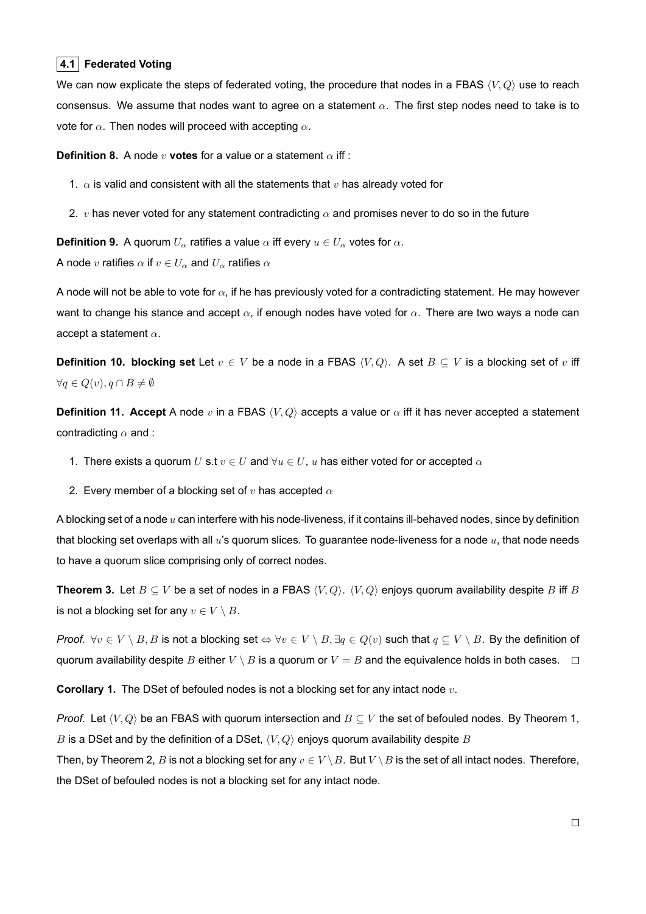### 4.1 Federated Voting

We can now explicate the steps of federated voting, the procedure that nodes in a FBAS $\langle V, Q \rangle$ use to reach consensus. We assume that nodes want to agree on a statement $\alpha$. The first step nodes need to take is to vote for $\alpha$. Then nodes will proceed with accepting $\alpha$.

**Definition 8.** A node $v$ **votes** for a value or a statement $\alpha$ iff :

1. $\alpha$ is valid and consistent with all the statements that $v$ has already voted for
2. $v$ has never voted for any statement contradicting $\alpha$ and promises never to do so in the future

**Definition 9.** A quorum $U_\alpha$ ratifies a value $\alpha$ iff every $u \in U_\alpha$ votes for $\alpha$.

A node $v$ ratifies $\alpha$ if $v \in U_\alpha$ and $U_\alpha$ ratifies $\alpha$

A node will not be able to vote for $\alpha$, if he has previously voted for a contradicting statement. He may however want to change his stance and accept $\alpha$, if enough nodes have voted for $\alpha$. There are two ways a node can accept a statement $\alpha$.

**Definition 10. blocking set** Let $v \in V$ be a node in a FBAS $\langle V, Q \rangle$. A set $B \subseteq V$ is a blocking set of $v$ iff $\forall q \in Q(v), q \cap B \neq \emptyset$

**Definition 11. Accept** A node $v$ in a FBAS $\langle V, Q \rangle$ accepts a value or $\alpha$ iff it has never accepted a statement contradicting $\alpha$ and :

1. There exists a quorum $U$ s.t $v \in U$ and $\forall u \in U$, $u$ has either voted for or accepted $\alpha$
2. Every member of a blocking set of $v$ has accepted $\alpha$

A blocking set of a node $u$ can interfere with his node-liveness, if it contains ill-behaved nodes, since by definition that blocking set overlaps with all $u$'s quorum slices. To guarantee node-liveness for a node $u$, that node needs to have a quorum slice comprising only of correct nodes.

**Theorem 3.** Let $B \subseteq V$ be a set of nodes in a FBAS $\langle V, Q \rangle$. $\langle V, Q \rangle$ enjoys quorum availability despite $B$ iff $B$ is not a blocking set for any $v \in V \setminus B$.

*Proof.* $\forall v \in V \setminus B, B$ is not a blocking set $\Leftrightarrow \forall v \in V \setminus B, \exists q \in Q(v)$ such that $q \subseteq V \setminus B$. By the definition of quorum availability despite $B$ either $V \setminus B$ is a quorum or $V = B$ and the equivalence holds in both cases. $\square$

**Corollary 1.** The DSet of befouled nodes is not a blocking set for any intact node $v$.

*Proof.* Let $\langle V, Q \rangle$ be an FBAS with quorum intersection and $B \subseteq V$ the set of befouled nodes. By Theorem 1, $B$ is a DSet and by the definition of a DSet, $\langle V, Q \rangle$ enjoys quorum availability despite $B$

Then, by Theorem 2, $B$ is not a blocking set for any $v \in V \setminus B$. But $V \setminus B$ is the set of all intact nodes. Therefore, the DSet of befouled nodes is not a blocking set for any intact node.

$\square$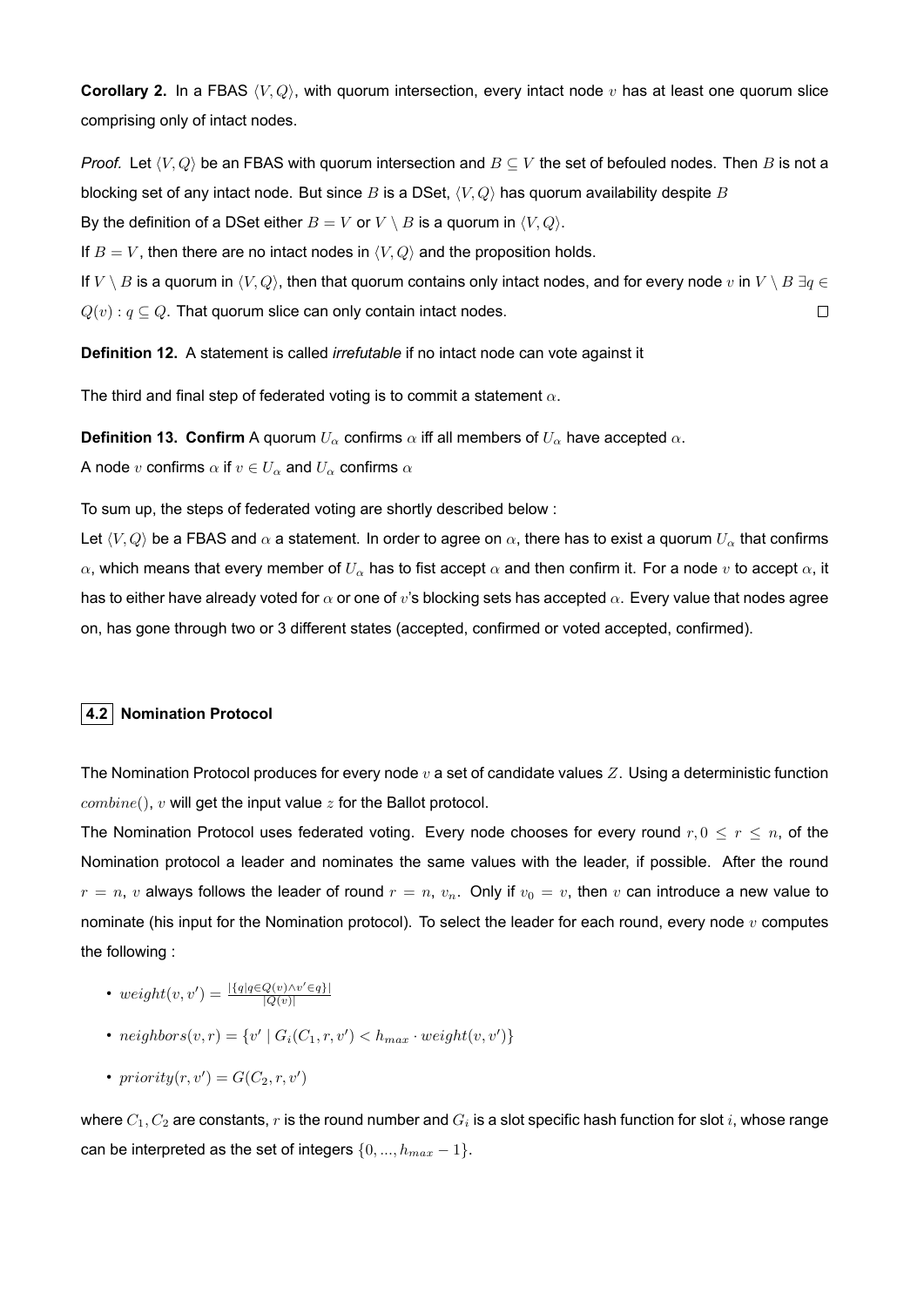**Corollary 2.** In a FBAS $\langle V, Q \rangle$, with quorum intersection, every intact node $v$ has at least one quorum slice comprising only of intact nodes.

*Proof.* Let $\langle V, Q \rangle$ be an FBAS with quorum intersection and $B \subseteq V$ the set of befouled nodes. Then $B$ is not a blocking set of any intact node. But since $B$ is a DSet, $\langle V, Q \rangle$ has quorum availability despite $B$

By the definition of a DSet either $B = V$ or $V \setminus B$ is a quorum in $\langle V, Q \rangle$.

If $B = V$, then there are no intact nodes in $\langle V, Q \rangle$ and the proposition holds.

If $V \setminus B$ is a quorum in $\langle V, Q \rangle$, then that quorum contains only intact nodes, and for every node $v$ in $V \setminus B$ $\exists q \in Q(v) : q \subseteq Q$. That quorum slice can only contain intact nodes. □

**Definition 12.** A statement is called *irrefutable* if no intact node can vote against it

The third and final step of federated voting is to commit a statement $\alpha$.

**Definition 13. Confirm** A quorum $U_\alpha$ confirms $\alpha$ iff all members of $U_\alpha$ have accepted $\alpha$.

A node $v$ confirms $\alpha$ if $v \in U_\alpha$ and $U_\alpha$ confirms $\alpha$

To sum up, the steps of federated voting are shortly described below :

Let $\langle V, Q \rangle$ be a FBAS and $\alpha$ a statement. In order to agree on $\alpha$, there has to exist a quorum $U_\alpha$ that confirms $\alpha$, which means that every member of $U_\alpha$ has to fist accept $\alpha$ and then confirm it. For a node $v$ to accept $\alpha$, it has to either have already voted for $\alpha$ or one of $v$'s blocking sets has accepted $\alpha$. Every value that nodes agree on, has gone through two or 3 different states (accepted, confirmed or voted accepted, confirmed).

## 4.2 Nomination Protocol

The Nomination Protocol produces for every node $v$ a set of candidate values $Z$. Using a deterministic function $combine()$, $v$ will get the input value $z$ for the Ballot protocol.

The Nomination Protocol uses federated voting. Every node chooses for every round $r, 0 \leq r \leq n$, of the Nomination protocol a leader and nominates the same values with the leader, if possible. After the round $r = n$, $v$ always follows the leader of round $r = n$, $v_n$. Only if $v_0 = v$, then $v$ can introduce a new value to nominate (his input for the Nomination protocol). To select the leader for each round, every node $v$ computes the following :

- $weight(v, v') = \frac{|\{q | q \in Q(v) \wedge v' \in q\}|}{|Q(v)|}$
- $neighbors(v, r) = \{v' \mid G_i(C_1, r, v') < h_{max} \cdot weight(v, v')\}$
- $priority(r, v') = G(C_2, r, v')$

where $C_1, C_2$ are constants, $r$ is the round number and $G_i$ is a slot specific hash function for slot $i$, whose range can be interpreted as the set of integers $\{0, ..., h_{max} - 1\}$.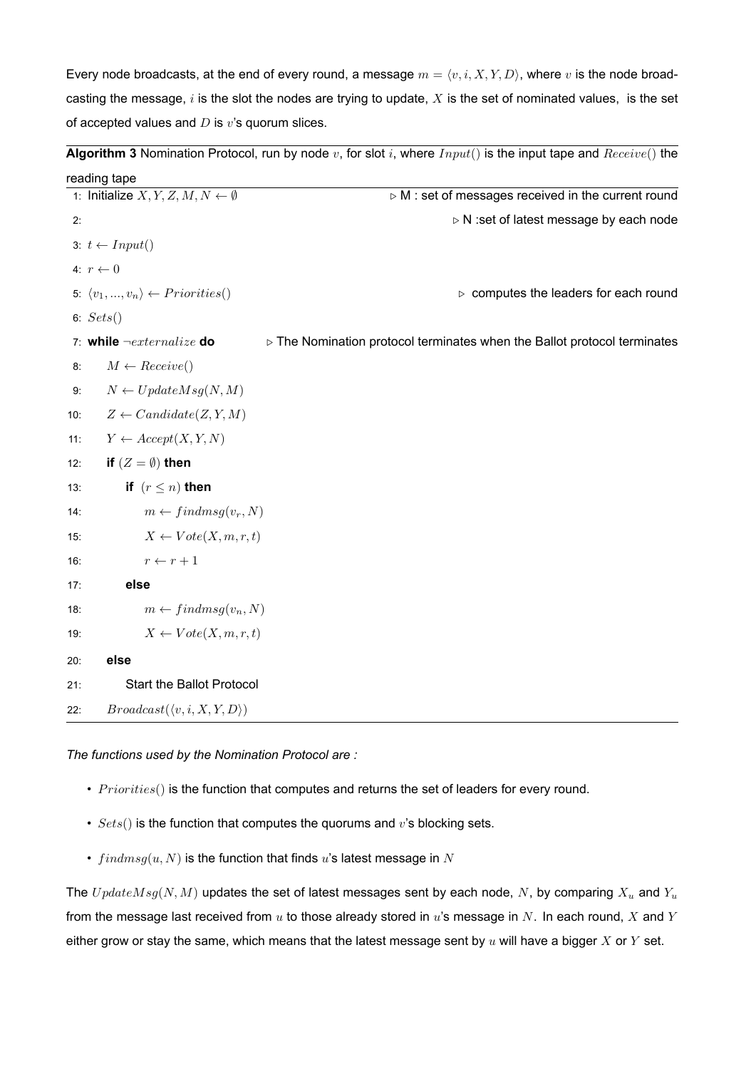Every node broadcasts, at the end of every round, a message $m = \langle v, i, X, Y, D \rangle$, where $v$ is the node broadcasting the message, $i$ is the slot the nodes are trying to update, $X$ is the set of nominated values, is the set of accepted values and $D$ is $v$'s quorum slices.

**Algorithm 3** Nomination Protocol, run by node $v$, for slot $i$, where $Input()$ is the input tape and $Receive()$ the reading tape

```
1:  Initialize X, Y, Z, M, N ← ∅          ▷ M : set of messages received in the current round
2:                                          ▷ N :set of latest message by each node
3:  t ← Input()
4:  r ← 0
5:  ⟨v_1, ..., v_n⟩ ← Priorities()        ▷ computes the leaders for each round
6:  Sets()
7:  while ¬externalize do    ▷ The Nomination protocol terminates when the Ballot protocol terminates
8:      M ← Receive()
9:      N ← UpdateMsg(N, M)
10:     Z ← Candidate(Z, Y, M)
11:     Y ← Accept(X, Y, N)
12:     if (Z = ∅) then
13:         if (r ≤ n) then
14:             m ← findmsg(v_r, N)
15:             X ← Vote(X, m, r, t)
16:             r ← r + 1
17:         else
18:             m ← findmsg(v_n, N)
19:             X ← Vote(X, m, r, t)
20:     else
21:         Start the Ballot Protocol
22:     Broadcast(⟨v, i, X, Y, D⟩)
```

*The functions used by the Nomination Protocol are :*

- $Priorities()$ is the function that computes and returns the set of leaders for every round.
- $Sets()$ is the function that computes the quorums and $v$'s blocking sets.
- $findmsg(u, N)$ is the function that finds $u$'s latest message in $N$

The $UpdateMsg(N, M)$ updates the set of latest messages sent by each node, $N$, by comparing $X_u$ and $Y_u$ from the message last received from $u$ to those already stored in $u$'s message in $N$. In each round, $X$ and $Y$ either grow or stay the same, which means that the latest message sent by $u$ will have a bigger $X$ or $Y$ set.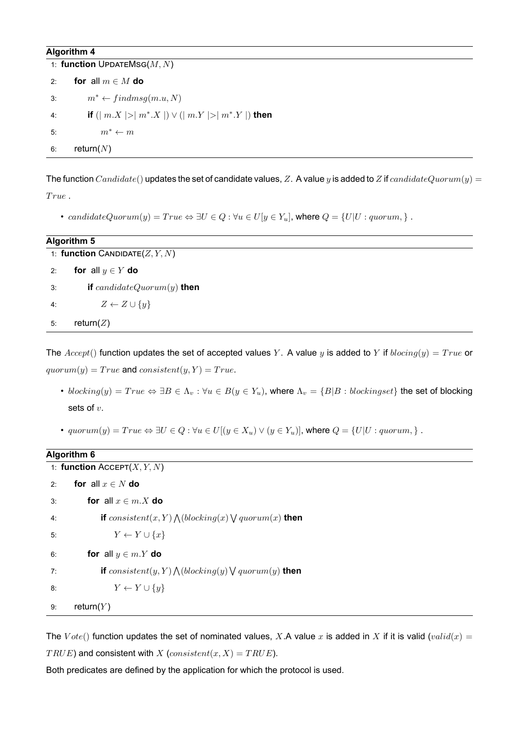**Algorithm 4**

```
1: function UPDATEMSG(M, N)
2:     for all m ∈ M do
3:         m* ← findmsg(m.u, N)
4:         if (| m.X |>| m*.X |) ∨ (| m.Y |>| m*.Y |) then
5:             m* ← m
6:     return(N)
```

The function $Candidate()$ updates the set of candidate values, $Z$. A value $y$ is added to $Z$ if $candidateQuorum(y) = True$ .

- $candidateQuorum(y) = True \Leftrightarrow \exists U \in Q : \forall u \in U[y \in Y_u]$, where $Q = \{U|U : quorum, \}$ .

**Algorithm 5**

```
1: function CANDIDATE(Z, Y, N)
2:     for all y ∈ Y do
3:         if candidateQuorum(y) then
4:             Z ← Z ∪ {y}
5:     return(Z)
```

The $Accept()$ function updates the set of accepted values $Y$. A value $y$ is added to $Y$ if $blocing(y) = True$ or $quorum(y) = True$ and $consistent(y, Y) = True$.

- $blocking(y) = True \Leftrightarrow \exists B \in \Lambda_v : \forall u \in B(y \in Y_u)$, where $\Lambda_v = \{B|B : blockingset\}$ the set of blocking sets of $v$.
- $quorum(y) = True \Leftrightarrow \exists U \in Q : \forall u \in U[(y \in X_u) \vee (y \in Y_u)]$, where $Q = \{U|U : quorum, \}$ .

**Algorithm 6**

```
1: function ACCEPT(X, Y, N)
2:     for all x ∈ N do
3:         for all x ∈ m.X do
4:             if consistent(x, Y) ⋀(blocking(x) ⋁ quorum(x) then
5:                 Y ← Y ∪ {x}
6:         for all y ∈ m.Y do
7:             if consistent(y, Y) ⋀(blocking(y) ⋁ quorum(y) then
8:                 Y ← Y ∪ {y}
9:     return(Y)
```

The $Vote()$ function updates the set of nominated values, $X$.A value $x$ is added in $X$ if it is valid ($valid(x) = TRUE$) and consistent with $X$ ($consistent(x, X) = TRUE$).

Both predicates are defined by the application for which the protocol is used.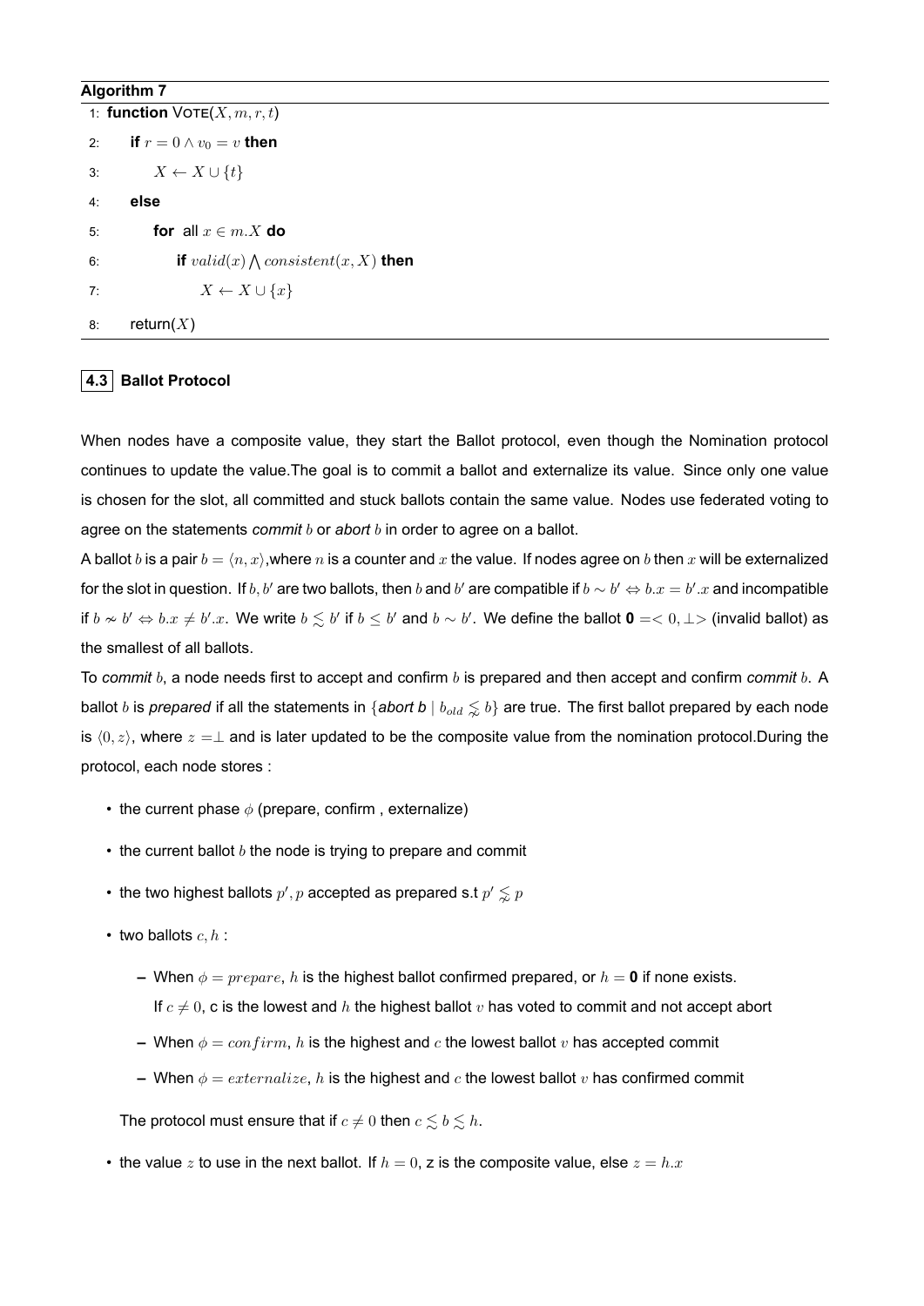**Algorithm 7**

```
1: function VOTE(X, m, r, t)
2:     if r = 0 ∧ v_0 = v then
3:         X ← X ∪ {t}
4:     else
5:         for all x ∈ m.X do
6:             if valid(x) ⋀ consistent(x, X) then
7:                 X ← X ∪ {x}
8:     return(X)
```

## 4.3 Ballot Protocol

When nodes have a composite value, they start the Ballot protocol, even though the Nomination protocol continues to update the value.The goal is to commit a ballot and externalize its value. Since only one value is chosen for the slot, all committed and stuck ballots contain the same value. Nodes use federated voting to agree on the statements *commit* $b$ or *abort* $b$ in order to agree on a ballot.

A ballot $b$ is a pair $b = \langle n, x \rangle$,where $n$ is a counter and $x$ the value. If nodes agree on $b$ then $x$ will be externalized for the slot in question. If $b, b'$ are two ballots, then $b$ and $b'$ are compatible if $b \sim b' \Leftrightarrow b.x = b'.x$ and incompatible if $b \nsim b' \Leftrightarrow b.x \neq b'.x$. We write $b \lesssim b'$ if $b \leq b'$ and $b \sim b'$. We define the ballot **0** $=< 0, \perp >$ (invalid ballot) as the smallest of all ballots.

To *commit* $b$, a node needs first to accept and confirm $b$ is prepared and then accept and confirm *commit* $b$. A ballot $b$ is *prepared* if all the statements in $\{$*abort b* $\mid b_{old} \lnsim b\}$ are true. The first ballot prepared by each node is $\langle 0, z \rangle$, where $z = \perp$ and is later updated to be the composite value from the nomination protocol.During the protocol, each node stores :

- the current phase $\phi$ (prepare, confirm , externalize)
- the current ballot $b$ the node is trying to prepare and commit
- the two highest ballots $p', p$ accepted as prepared s.t $p' \lnsim p$
- two ballots $c, h$ :
  - When $\phi = prepare$, $h$ is the highest ballot confirmed prepared, or $h =$ **0** if none exists. If $c \neq 0$, c is the lowest and $h$ the highest ballot $v$ has voted to commit and not accept abort
  - When $\phi = confirm$, $h$ is the highest and $c$ the lowest ballot $v$ has accepted commit
  - When $\phi = externalize$, $h$ is the highest and $c$ the lowest ballot $v$ has confirmed commit

  The protocol must ensure that if $c \neq 0$ then $c \lesssim b \lesssim h$.
- the value $z$ to use in the next ballot. If $h = 0$, z is the composite value, else $z = h.x$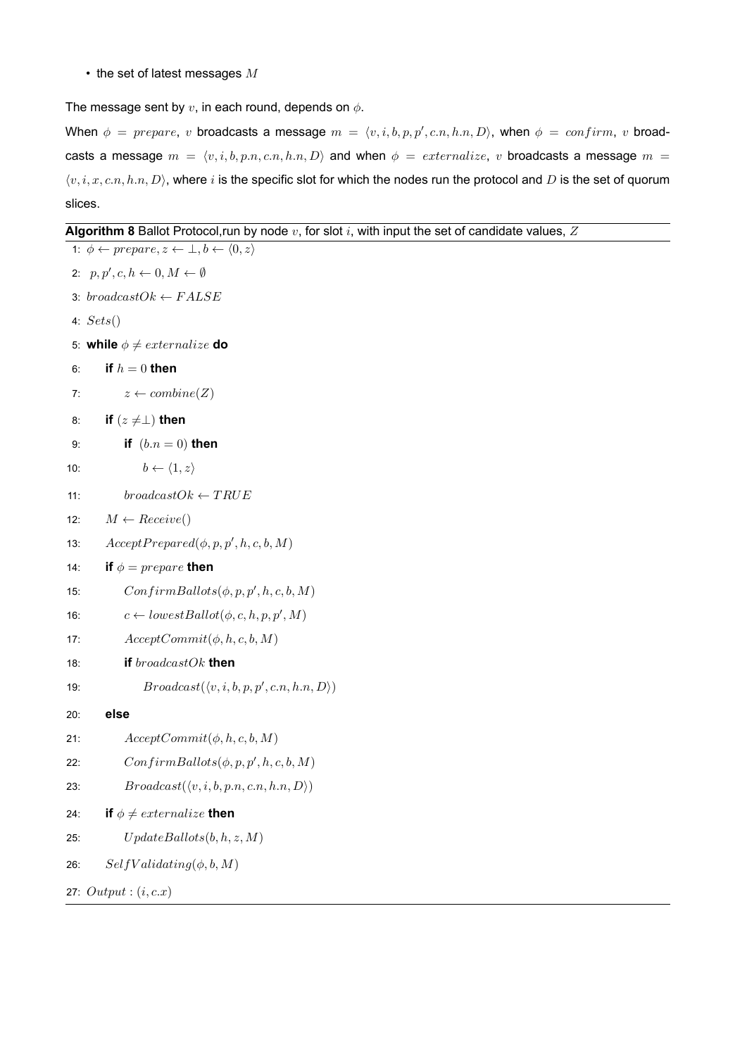- the set of latest messages $M$

The message sent by $v$, in each round, depends on $\phi$.

When $\phi = prepare$, $v$ broadcasts a message $m = \langle v, i, b, p, p', c.n, h.n, D \rangle$, when $\phi = confirm$, $v$ broadcasts a message $m = \langle v, i, b, p.n, c.n, h.n, D \rangle$ and when $\phi = externalize$, $v$ broadcasts a message $m = \langle v, i, x, c.n, h.n, D \rangle$, where $i$ is the specific slot for which the nodes run the protocol and $D$ is the set of quorum slices.

**Algorithm 8** Ballot Protocol,run by node $v$, for slot $i$, with input the set of candidate values, $Z$

```
1: φ ← prepare, z ← ⊥, b ← ⟨0, z⟩
2: p, p′, c, h ← 0, M ← ∅
3: broadcastOk ← FALSE
4: Sets()
5: while φ ≠ externalize do
6:     if h = 0 then
7:         z ← combine(Z)
8:     if (z ≠⊥) then
9:         if (b.n = 0) then
10:            b ← ⟨1, z⟩
11:        broadcastOk ← TRUE
12:    M ← Receive()
13:    AcceptPrepared(φ, p, p′, h, c, b, M)
14:    if φ = prepare then
15:        ConfirmBallots(φ, p, p′, h, c, b, M)
16:        c ← lowestBallot(φ, c, h, p, p′, M)
17:        AcceptCommit(φ, h, c, b, M)
18:        if broadcastOk then
19:            Broadcast(⟨v, i, b, p, p′, c.n, h.n, D⟩)
20:    else
21:        AcceptCommit(φ, h, c, b, M)
22:        ConfirmBallots(φ, p, p′, h, c, b, M)
23:        Broadcast(⟨v, i, b, p.n, c.n, h.n, D⟩)
24:    if φ ≠ externalize then
25:        UpdateBallots(b, h, z, M)
26:    SelfValidating(φ, b, M)
27: Output : (i, c.x)
```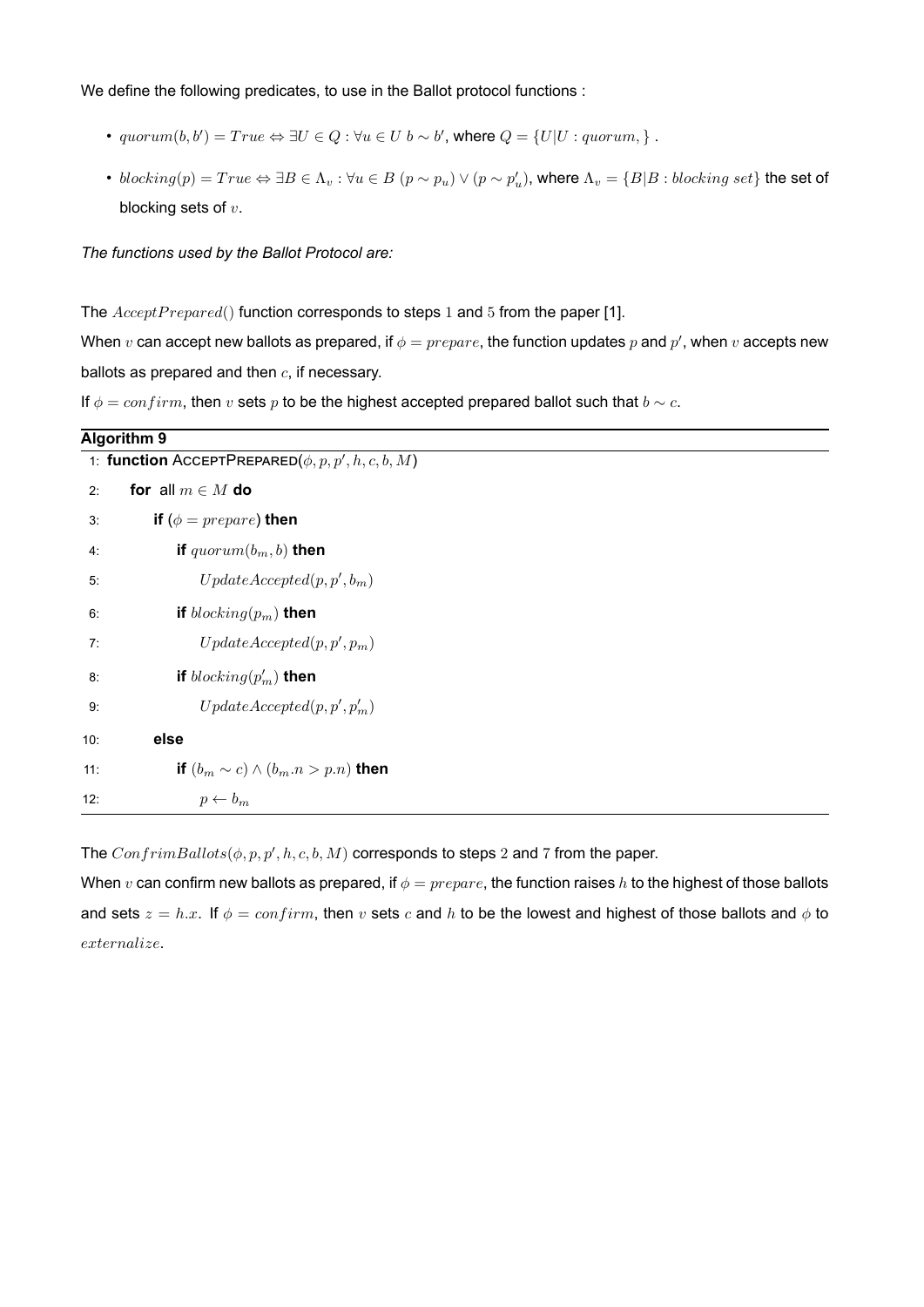We define the following predicates, to use in the Ballot protocol functions :

- $quorum(b, b') = True \Leftrightarrow \exists U \in Q : \forall u \in U \; b \sim b'$, where $Q = \{U | U : quorum, \}$ .
- $blocking(p) = True \Leftrightarrow \exists B \in \Lambda_v : \forall u \in B \; (p \sim p_u) \vee (p \sim p'_u)$, where $\Lambda_v = \{B | B : blocking \; set\}$ the set of blocking sets of $v$.

*The functions used by the Ballot Protocol are:*

The $AcceptPrepared()$ function corresponds to steps $1$ and $5$ from the paper [1].

When $v$ can accept new ballots as prepared, if $\phi = prepare$, the function updates $p$ and $p'$, when $v$ accepts new ballots as prepared and then $c$, if necessary.

If $\phi = confirm$, then $v$ sets $p$ to be the highest accepted prepared ballot such that $b \sim c$.

**Algorithm 9**

```
1:  function AcceptPrepared(φ, p, p′, h, c, b, M)
2:      for all m ∈ M do
3:          if (φ = prepare) then
4:              if quorum(b_m, b) then
5:                  UpdateAccepted(p, p′, b_m)
6:              if blocking(p_m) then
7:                  UpdateAccepted(p, p′, p_m)
8:              if blocking(p′_m) then
9:                  UpdateAccepted(p, p′, p′_m)
10:         else
11:             if (b_m ∼ c) ∧ (b_m.n > p.n) then
12:                 p ← b_m
```

The $ConfrimBallots(\phi, p, p', h, c, b, M)$ corresponds to steps $2$ and $7$ from the paper.

When $v$ can confirm new ballots as prepared, if $\phi = prepare$, the function raises $h$ to the highest of those ballots and sets $z = h.x$. If $\phi = confirm$, then $v$ sets $c$ and $h$ to be the lowest and highest of those ballots and $\phi$ to $externalize$.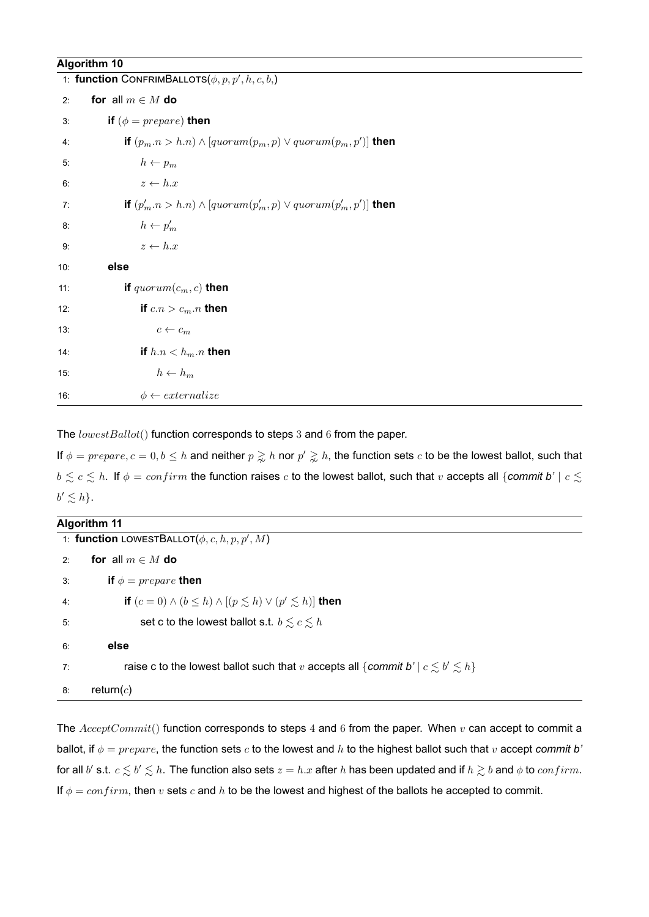**Algorithm 10**

```
1:  function CONFRIMBALLOTS(φ, p, p′, h, c, b,)
2:      for all m ∈ M do
3:          if (φ = prepare) then
4:              if (p_m.n > h.n) ∧ [quorum(p_m, p) ∨ quorum(p_m, p′)] then
5:                  h ← p_m
6:                  z ← h.x
7:              if (p′_m.n > h.n) ∧ [quorum(p′_m, p) ∨ quorum(p′_m, p′)] then
8:                  h ← p′_m
9:                  z ← h.x
10:         else
11:             if quorum(c_m, c) then
12:                 if c.n > c_m.n then
13:                     c ← c_m
14:                 if h.n < h_m.n then
15:                     h ← h_m
16:                 φ ← externalize
```

The $lowestBallot()$ function corresponds to steps 3 and 6 from the paper.

If $\phi = prepare, c = 0, b \leq h$ and neither $p \gtrsim h$ nor $p' \gtrsim h$, the function sets $c$ to be the lowest ballot, such that $b \lesssim c \lesssim h$. If $\phi = confirm$ the function raises $c$ to the lowest ballot, such that $v$ accepts all {*commit b'* $\mid c \lesssim b' \lesssim h$}.

**Algorithm 11**

```
1:  function LOWESTBALLOT(φ, c, h, p, p′, M)
2:      for all m ∈ M do
3:          if φ = prepare then
4:              if (c = 0) ∧ (b ≤ h) ∧ [(p ≲ h) ∨ (p′ ≲ h)] then
5:                  set c to the lowest ballot s.t. b ≲ c ≲ h
6:          else
7:              raise c to the lowest ballot such that v accepts all {commit b′ | c ≲ b′ ≲ h}
8:      return(c)
```

The $AcceptCommit()$ function corresponds to steps 4 and 6 from the paper. When $v$ can accept to commit a ballot, if $\phi = prepare$, the function sets $c$ to the lowest and $h$ to the highest ballot such that $v$ accept *commit b'* for all $b'$ s.t. $c \lesssim b' \lesssim h$. The function also sets $z = h.x$ after $h$ has been updated and if $h \gtrsim b$ and $\phi$ to $confirm$. If $\phi = confirm$, then $v$ sets $c$ and $h$ to be the lowest and highest of the ballots he accepted to commit.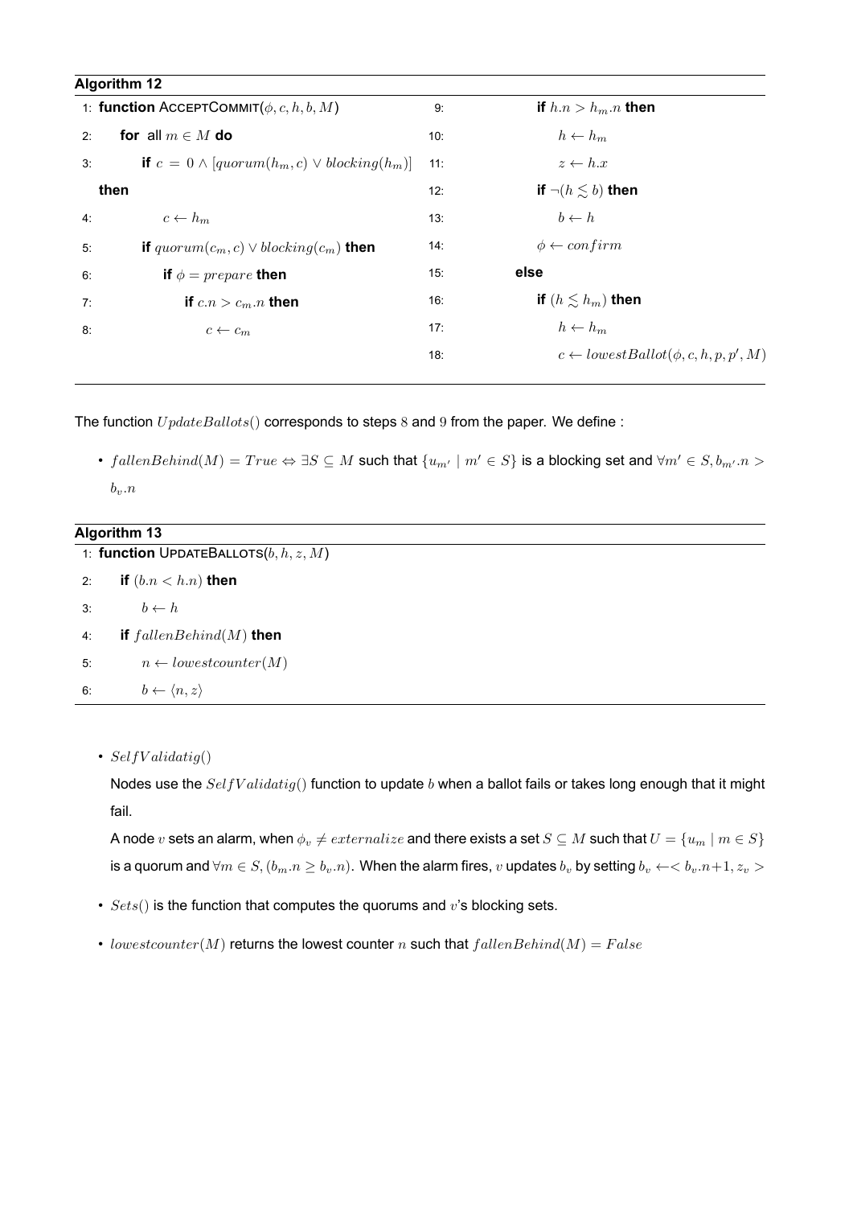**Algorithm 12**

```
1: function ACCEPTCOMMIT(φ, c, h, b, M)
2:     for all m ∈ M do
3:         if c = 0 ∧ [quorum(h_m, c) ∨ blocking(h_m)] then
4:             c ← h_m
5:         if quorum(c_m, c) ∨ blocking(c_m) then
6:             if φ = prepare then
7:                 if c.n > c_m.n then
8:                     c ← c_m
9:                 if h.n > h_m.n then
10:                    h ← h_m
11:                    z ← h.x
12:                if ¬(h ≲ b) then
13:                    b ← h
14:                φ ← confirm
15:        else
16:            if (h ≲ h_m) then
17:                h ← h_m
18:                c ← lowestBallot(φ, c, h, p, p′, M)
```

The function $UpdateBallots()$ corresponds to steps 8 and 9 from the paper. We define :

- $fallenBehind(M) = True \Leftrightarrow \exists S \subseteq M$ such that $\{u_{m'} \mid m' \in S\}$ is a blocking set and $\forall m' \in S, b_{m'}.n > b_v.n$

**Algorithm 13**

```
1: function UPDATEBALLOTS(b, h, z, M)
2:     if (b.n < h.n) then
3:         b ← h
4:     if fallenBehind(M) then
5:         n ← lowestcounter(M)
6:         b ← ⟨n, z⟩
```

- $SelfValidatig()$

  Nodes use the $SelfValidatig()$ function to update $b$ when a ballot fails or takes long enough that it might fail.

  A node $v$ sets an alarm, when $\phi_v \neq externalize$ and there exists a set $S \subseteq M$ such that $U = \{u_m \mid m \in S\}$ is a quorum and $\forall m \in S, (b_m.n \geq b_v.n)$. When the alarm fires, $v$ updates $b_v$ by setting $b_v \leftarrow < b_v.n+1, z_v >$

- $Sets()$ is the function that computes the quorums and $v$'s blocking sets.
- $lowestcounter(M)$ returns the lowest counter $n$ such that $fallenBehind(M) = False$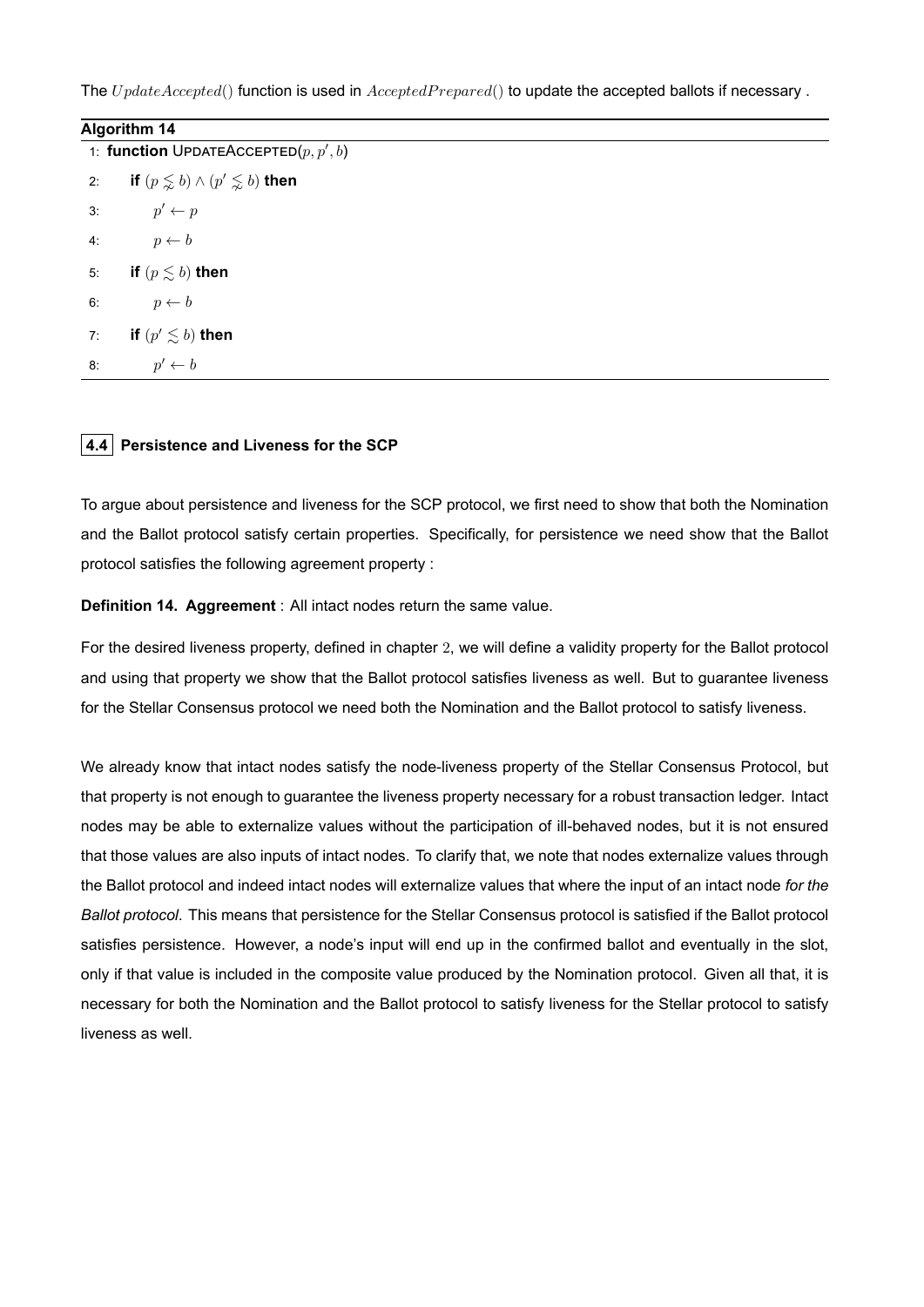The $UpdateAccepted()$ function is used in $AcceptedPrepared()$ to update the accepted ballots if necessary .

**Algorithm 14**

```
1: function UPDATEACCEPTED(p, p', b)
2:     if (p ⪉ b) ∧ (p' ⪉ b) then
3:         p' ← p
4:         p ← b
5:     if (p ≲ b) then
6:         p ← b
7:     if (p' ≲ b) then
8:         p' ← b
```

## 4.4 Persistence and Liveness for the SCP

To argue about persistence and liveness for the SCP protocol, we first need to show that both the Nomination and the Ballot protocol satisfy certain properties. Specifically, for persistence we need show that the Ballot protocol satisfies the following agreement property :

**Definition 14. Aggreement** : All intact nodes return the same value.

For the desired liveness property, defined in chapter 2, we will define a validity property for the Ballot protocol and using that property we show that the Ballot protocol satisfies liveness as well. But to guarantee liveness for the Stellar Consensus protocol we need both the Nomination and the Ballot protocol to satisfy liveness.

We already know that intact nodes satisfy the node-liveness property of the Stellar Consensus Protocol, but that property is not enough to guarantee the liveness property necessary for a robust transaction ledger. Intact nodes may be able to externalize values without the participation of ill-behaved nodes, but it is not ensured that those values are also inputs of intact nodes. To clarify that, we note that nodes externalize values through the Ballot protocol and indeed intact nodes will externalize values that where the input of an intact node *for the Ballot protocol*. This means that persistence for the Stellar Consensus protocol is satisfied if the Ballot protocol satisfies persistence. However, a node's input will end up in the confirmed ballot and eventually in the slot, only if that value is included in the composite value produced by the Nomination protocol. Given all that, it is necessary for both the Nomination and the Ballot protocol to satisfy liveness for the Stellar protocol to satisfy liveness as well.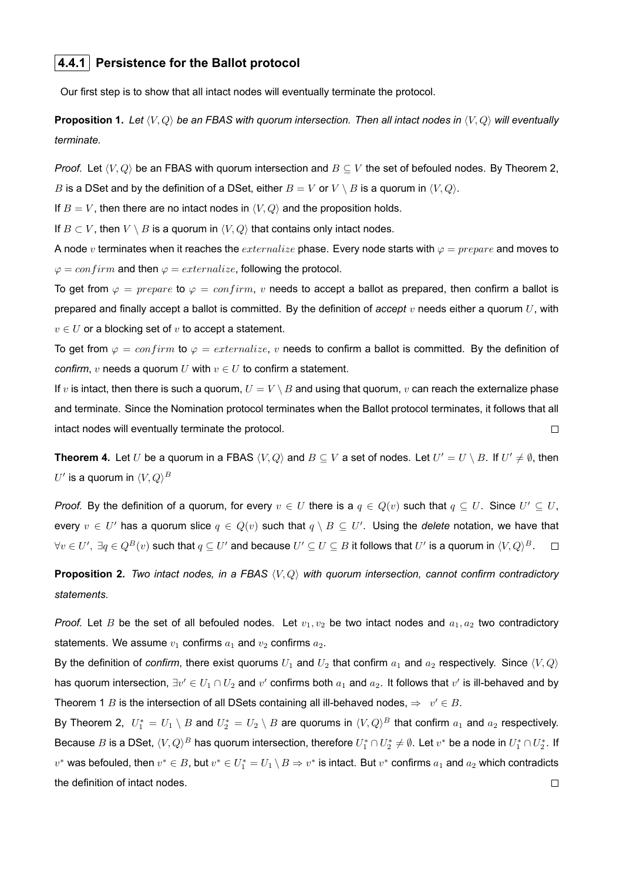### 4.4.1 Persistence for the Ballot protocol

Our first step is to show that all intact nodes will eventually terminate the protocol.

**Proposition 1.** *Let $\langle V, Q\rangle$ be an FBAS with quorum intersection. Then all intact nodes in $\langle V, Q\rangle$ will eventually terminate.*

*Proof.* Let $\langle V, Q\rangle$ be an FBAS with quorum intersection and $B \subseteq V$ the set of befouled nodes. By Theorem 2, $B$ is a DSet and by the definition of a DSet, either $B = V$ or $V \setminus B$ is a quorum in $\langle V, Q\rangle$.

If $B = V$, then there are no intact nodes in $\langle V, Q\rangle$ and the proposition holds.

If $B \subset V$, then $V \setminus B$ is a quorum in $\langle V, Q\rangle$ that contains only intact nodes.

A node $v$ terminates when it reaches the $externalize$ phase. Every node starts with $\varphi = prepare$ and moves to $\varphi = confirm$ and then $\varphi = externalize$, following the protocol.

To get from $\varphi = prepare$ to $\varphi = confirm$, $v$ needs to accept a ballot as prepared, then confirm a ballot is prepared and finally accept a ballot is committed. By the definition of *accept* $v$ needs either a quorum $U$, with $v \in U$ or a blocking set of $v$ to accept a statement.

To get from $\varphi = confirm$ to $\varphi = externalize$, $v$ needs to confirm a ballot is committed. By the definition of *confirm*, $v$ needs a quorum $U$ with $v \in U$ to confirm a statement.

If $v$ is intact, then there is such a quorum, $U = V \setminus B$ and using that quorum, $v$ can reach the externalize phase and terminate. Since the Nomination protocol terminates when the Ballot protocol terminates, it follows that all intact nodes will eventually terminate the protocol. $\square$

**Theorem 4.** Let $U$ be a quorum in a FBAS $\langle V, Q\rangle$ and $B \subseteq V$ a set of nodes. Let $U' = U \setminus B$. If $U' \neq \emptyset$, then $U'$ is a quorum in $\langle V, Q\rangle^B$

*Proof.* By the definition of a quorum, for every $v \in U$ there is a $q \in Q(v)$ such that $q \subseteq U$. Since $U' \subseteq U$, every $v \in U'$ has a quorum slice $q \in Q(v)$ such that $q \setminus B \subseteq U'$. Using the *delete* notation, we have that $\forall v \in U',\ \exists q \in Q^B(v)$ such that $q \subseteq U'$ and because $U' \subseteq U \subseteq B$ it follows that $U'$ is a quorum in $\langle V, Q\rangle^B$. $\square$

**Proposition 2.** *Two intact nodes, in a FBAS $\langle V, Q\rangle$ with quorum intersection, cannot confirm contradictory statements.*

*Proof.* Let $B$ be the set of all befouled nodes. Let $v_1, v_2$ be two intact nodes and $a_1, a_2$ two contradictory statements. We assume $v_1$ confirms $a_1$ and $v_2$ confirms $a_2$.

By the definition of *confirm*, there exist quorums $U_1$ and $U_2$ that confirm $a_1$ and $a_2$ respectively. Since $\langle V, Q\rangle$ has quorum intersection, $\exists v' \in U_1 \cap U_2$ and $v'$ confirms both $a_1$ and $a_2$. It follows that $v'$ is ill-behaved and by Theorem 1 $B$ is the intersection of all DSets containing all ill-behaved nodes, $\Rightarrow \quad v' \in B$.

By Theorem 2, $U_1^* = U_1 \setminus B$ and $U_2^* = U_2 \setminus B$ are quorums in $\langle V, Q\rangle^B$ that confirm $a_1$ and $a_2$ respectively. Because $B$ is a DSet, $\langle V, Q\rangle^B$ has quorum intersection, therefore $U_1^* \cap U_2^* \neq \emptyset$. Let $v^*$ be a node in $U_1^* \cap U_2^*$. If $v^*$ was befouled, then $v^* \in B$, but $v^* \in U_1^* = U_1 \setminus B \Rightarrow v^*$ is intact. But $v^*$ confirms $a_1$ and $a_2$ which contradicts the definition of intact nodes. $\square$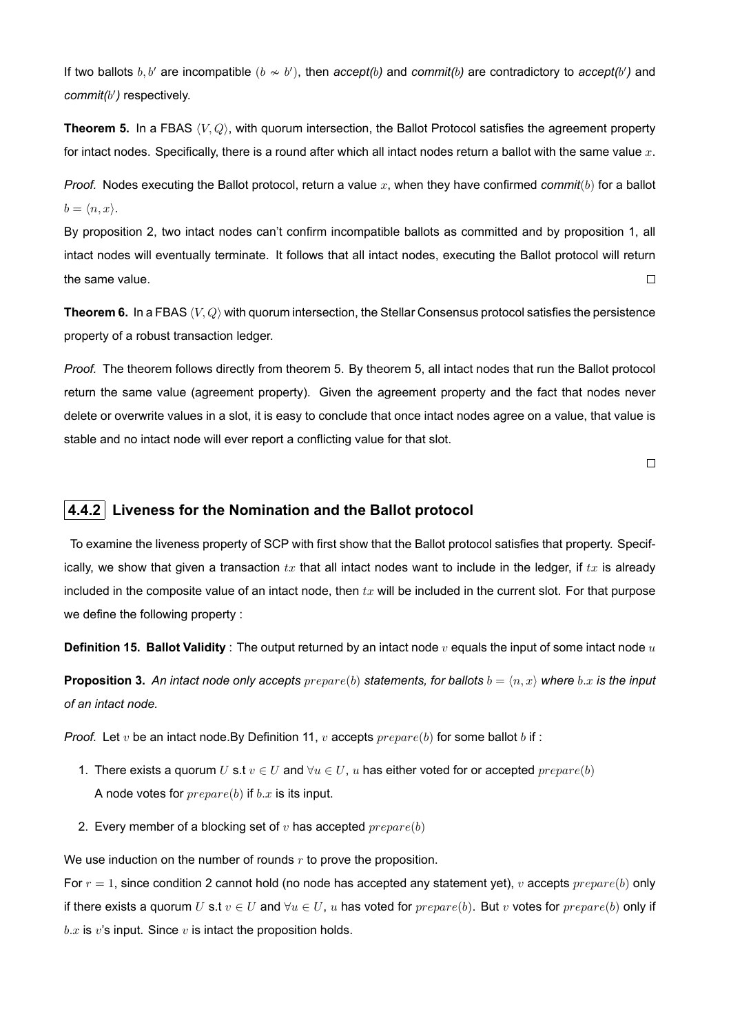If two ballots $b, b'$ are incompatible ($b \nsim b'$), then *accept(b)* and *commit(b)* are contradictory to *accept(b')* and *commit(b')* respectively.

**Theorem 5.** In a FBAS $\langle V, Q \rangle$, with quorum intersection, the Ballot Protocol satisfies the agreement property for intact nodes. Specifically, there is a round after which all intact nodes return a ballot with the same value $x$.

*Proof.* Nodes executing the Ballot protocol, return a value $x$, when they have confirmed *commit*$(b)$ for a ballot $b = \langle n, x \rangle$.

By proposition 2, two intact nodes can't confirm incompatible ballots as committed and by proposition 1, all intact nodes will eventually terminate. It follows that all intact nodes, executing the Ballot protocol will return the same value. □

**Theorem 6.** In a FBAS $\langle V, Q \rangle$ with quorum intersection, the Stellar Consensus protocol satisfies the persistence property of a robust transaction ledger.

*Proof.* The theorem follows directly from theorem 5. By theorem 5, all intact nodes that run the Ballot protocol return the same value (agreement property). Given the agreement property and the fact that nodes never delete or overwrite values in a slot, it is easy to conclude that once intact nodes agree on a value, that value is stable and no intact node will ever report a conflicting value for that slot.

□

### 4.4.2 Liveness for the Nomination and the Ballot protocol

To examine the liveness property of SCP with first show that the Ballot protocol satisfies that property. Specifically, we show that given a transaction $tx$ that all intact nodes want to include in the ledger, if $tx$ is already included in the composite value of an intact node, then $tx$ will be included in the current slot. For that purpose we define the following property :

**Definition 15. Ballot Validity** : The output returned by an intact node $v$ equals the input of some intact node $u$

**Proposition 3.** *An intact node only accepts $prepare(b)$ statements, for ballots $b = \langle n, x \rangle$ where $b.x$ is the input of an intact node.*

*Proof.* Let $v$ be an intact node.By Definition 11, $v$ accepts $prepare(b)$ for some ballot $b$ if :

1. There exists a quorum $U$ s.t $v \in U$ and $\forall u \in U$, $u$ has either voted for or accepted $prepare(b)$
   A node votes for $prepare(b)$ if $b.x$ is its input.
2. Every member of a blocking set of $v$ has accepted $prepare(b)$

We use induction on the number of rounds $r$ to prove the proposition.

For $r = 1$, since condition 2 cannot hold (no node has accepted any statement yet), $v$ accepts $prepare(b)$ only if there exists a quorum $U$ s.t $v \in U$ and $\forall u \in U$, $u$ has voted for $prepare(b)$. But $v$ votes for $prepare(b)$ only if $b.x$ is $v$'s input. Since $v$ is intact the proposition holds.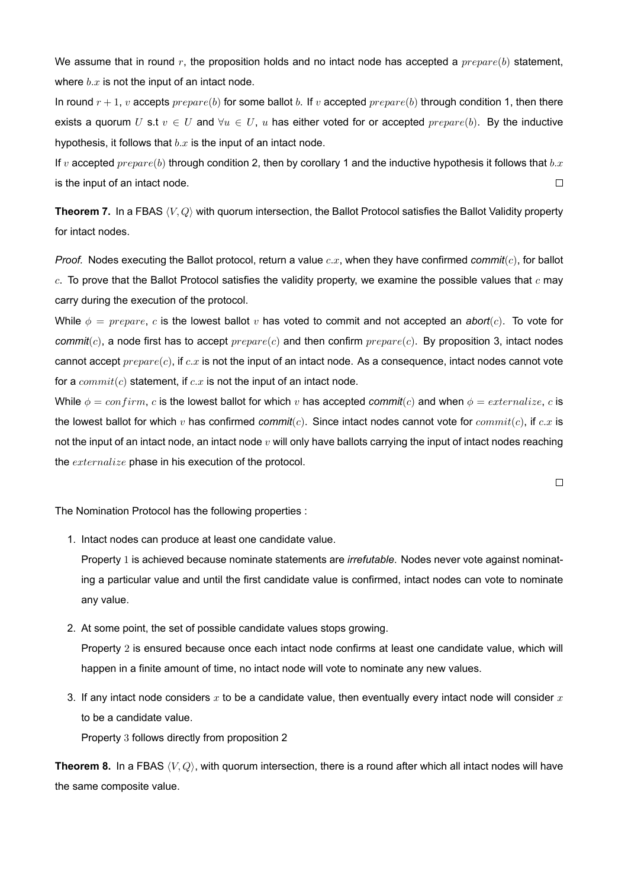We assume that in round $r$, the proposition holds and no intact node has accepted a $prepare(b)$ statement, where $b.x$ is not the input of an intact node.

In round $r+1$, $v$ accepts $prepare(b)$ for some ballot $b$. If $v$ accepted $prepare(b)$ through condition 1, then there exists a quorum $U$ s.t $v \in U$ and $\forall u \in U$, $u$ has either voted for or accepted $prepare(b)$. By the inductive hypothesis, it follows that $b.x$ is the input of an intact node.

If $v$ accepted $prepare(b)$ through condition 2, then by corollary 1 and the inductive hypothesis it follows that $b.x$ is the input of an intact node. □

**Theorem 7.** In a FBAS $\langle V, Q \rangle$ with quorum intersection, the Ballot Protocol satisfies the Ballot Validity property for intact nodes.

*Proof.* Nodes executing the Ballot protocol, return a value $c.x$, when they have confirmed *commit*$(c)$, for ballot $c$. To prove that the Ballot Protocol satisfies the validity property, we examine the possible values that $c$ may carry during the execution of the protocol.

While $\phi = prepare$, $c$ is the lowest ballot $v$ has voted to commit and not accepted an *abort*$(c)$. To vote for *commit*$(c)$, a node first has to accept $prepare(c)$ and then confirm $prepare(c)$. By proposition 3, intact nodes cannot accept $prepare(c)$, if $c.x$ is not the input of an intact node. As a consequence, intact nodes cannot vote for a $commit(c)$ statement, if $c.x$ is not the input of an intact node.

While $\phi = confirm$, $c$ is the lowest ballot for which $v$ has accepted *commit*$(c)$ and when $\phi = externalize$, $c$ is the lowest ballot for which $v$ has confirmed *commit*$(c)$. Since intact nodes cannot vote for $commit(c)$, if $c.x$ is not the input of an intact node, an intact node $v$ will only have ballots carrying the input of intact nodes reaching the $externalize$ phase in his execution of the protocol.

□

The Nomination Protocol has the following properties :

1. Intact nodes can produce at least one candidate value.

   Property $1$ is achieved because nominate statements are *irrefutable*. Nodes never vote against nominating a particular value and until the first candidate value is confirmed, intact nodes can vote to nominate any value.

2. At some point, the set of possible candidate values stops growing.

   Property $2$ is ensured because once each intact node confirms at least one candidate value, which will happen in a finite amount of time, no intact node will vote to nominate any new values.

3. If any intact node considers $x$ to be a candidate value, then eventually every intact node will consider $x$ to be a candidate value.

   Property $3$ follows directly from proposition 2

**Theorem 8.** In a FBAS $\langle V, Q \rangle$, with quorum intersection, there is a round after which all intact nodes will have the same composite value.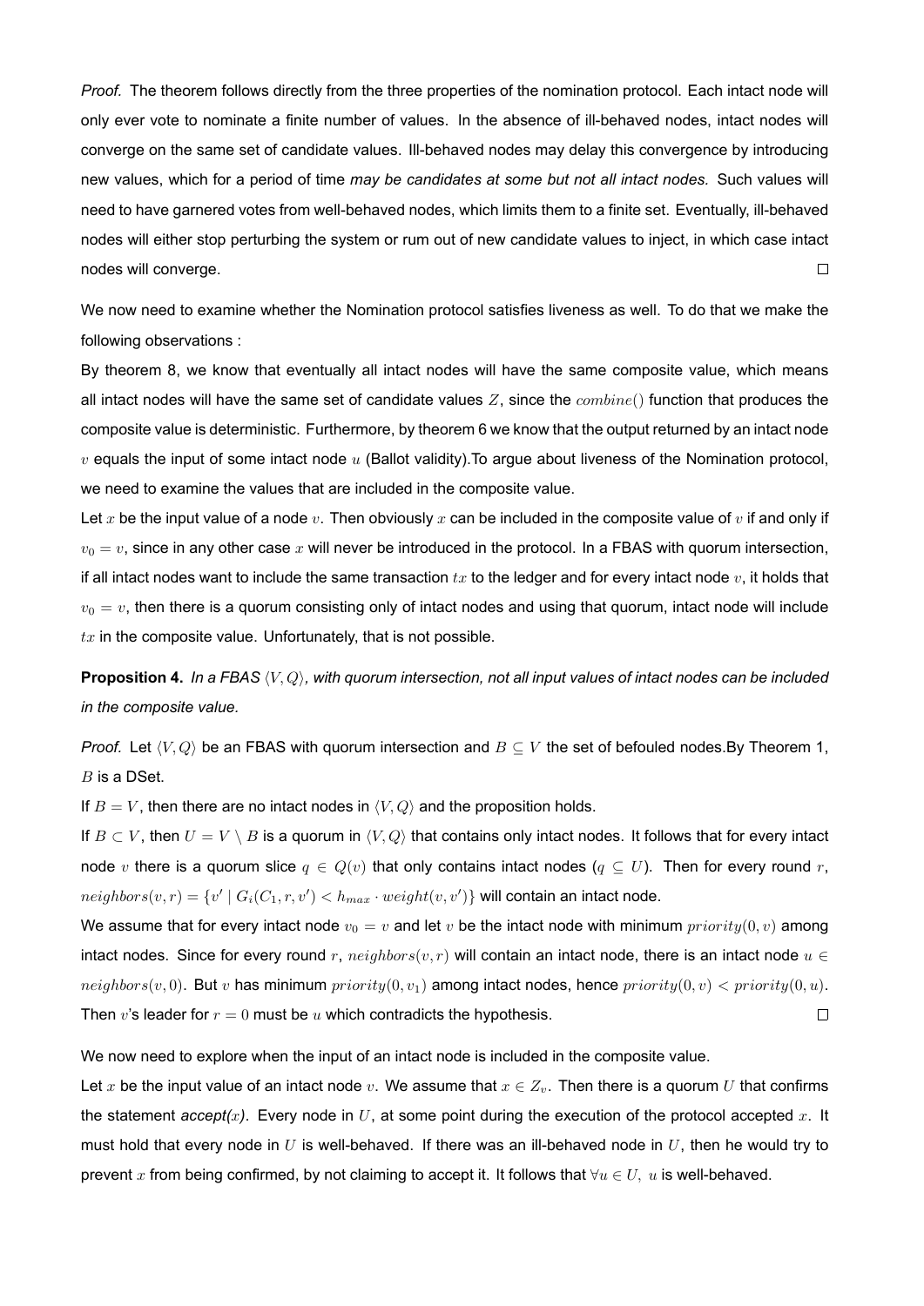*Proof.* The theorem follows directly from the three properties of the nomination protocol. Each intact node will only ever vote to nominate a finite number of values. In the absence of ill-behaved nodes, intact nodes will converge on the same set of candidate values. Ill-behaved nodes may delay this convergence by introducing new values, which for a period of time *may be candidates at some but not all intact nodes.* Such values will need to have garnered votes from well-behaved nodes, which limits them to a finite set. Eventually, ill-behaved nodes will either stop perturbing the system or rum out of new candidate values to inject, in which case intact nodes will converge. □

We now need to examine whether the Nomination protocol satisfies liveness as well. To do that we make the following observations :

By theorem 8, we know that eventually all intact nodes will have the same composite value, which means all intact nodes will have the same set of candidate values $Z$, since the $combine()$ function that produces the composite value is deterministic. Furthermore, by theorem 6 we know that the output returned by an intact node $v$ equals the input of some intact node $u$ (Ballot validity).To argue about liveness of the Nomination protocol, we need to examine the values that are included in the composite value.

Let $x$ be the input value of a node $v$. Then obviously $x$ can be included in the composite value of $v$ if and only if $v_0 = v$, since in any other case $x$ will never be introduced in the protocol. In a FBAS with quorum intersection, if all intact nodes want to include the same transaction $tx$ to the ledger and for every intact node $v$, it holds that $v_0 = v$, then there is a quorum consisting only of intact nodes and using that quorum, intact node will include $tx$ in the composite value. Unfortunately, that is not possible.

**Proposition 4.** *In a FBAS $\langle V, Q \rangle$, with quorum intersection, not all input values of intact nodes can be included in the composite value.*

*Proof.* Let $\langle V, Q \rangle$ be an FBAS with quorum intersection and $B \subseteq V$ the set of befouled nodes.By Theorem 1, $B$ is a DSet.

If $B = V$, then there are no intact nodes in $\langle V, Q \rangle$ and the proposition holds.

If $B \subset V$, then $U = V \setminus B$ is a quorum in $\langle V, Q \rangle$ that contains only intact nodes. It follows that for every intact node $v$ there is a quorum slice $q \in Q(v)$ that only contains intact nodes ($q \subseteq U$). Then for every round $r$, $neighbors(v, r) = \{v' \mid G_i(C_1, r, v') < h_{max} \cdot weight(v, v')\}$ will contain an intact node.

We assume that for every intact node $v_0 = v$ and let $v$ be the intact node with minimum $priority(0, v)$ among intact nodes. Since for every round $r$, $neighbors(v, r)$ will contain an intact node, there is an intact node $u \in neighbors(v, 0)$. But $v$ has minimum $priority(0, v_1)$ among intact nodes, hence $priority(0, v) < priority(0, u)$. Then $v$'s leader for $r = 0$ must be $u$ which contradicts the hypothesis. □

We now need to explore when the input of an intact node is included in the composite value.

Let $x$ be the input value of an intact node $v$. We assume that $x \in Z_v$. Then there is a quorum $U$ that confirms the statement *accept(x)*. Every node in $U$, at some point during the execution of the protocol accepted $x$. It must hold that every node in $U$ is well-behaved. If there was an ill-behaved node in $U$, then he would try to prevent $x$ from being confirmed, by not claiming to accept it. It follows that $\forall u \in U,\ u$ is well-behaved.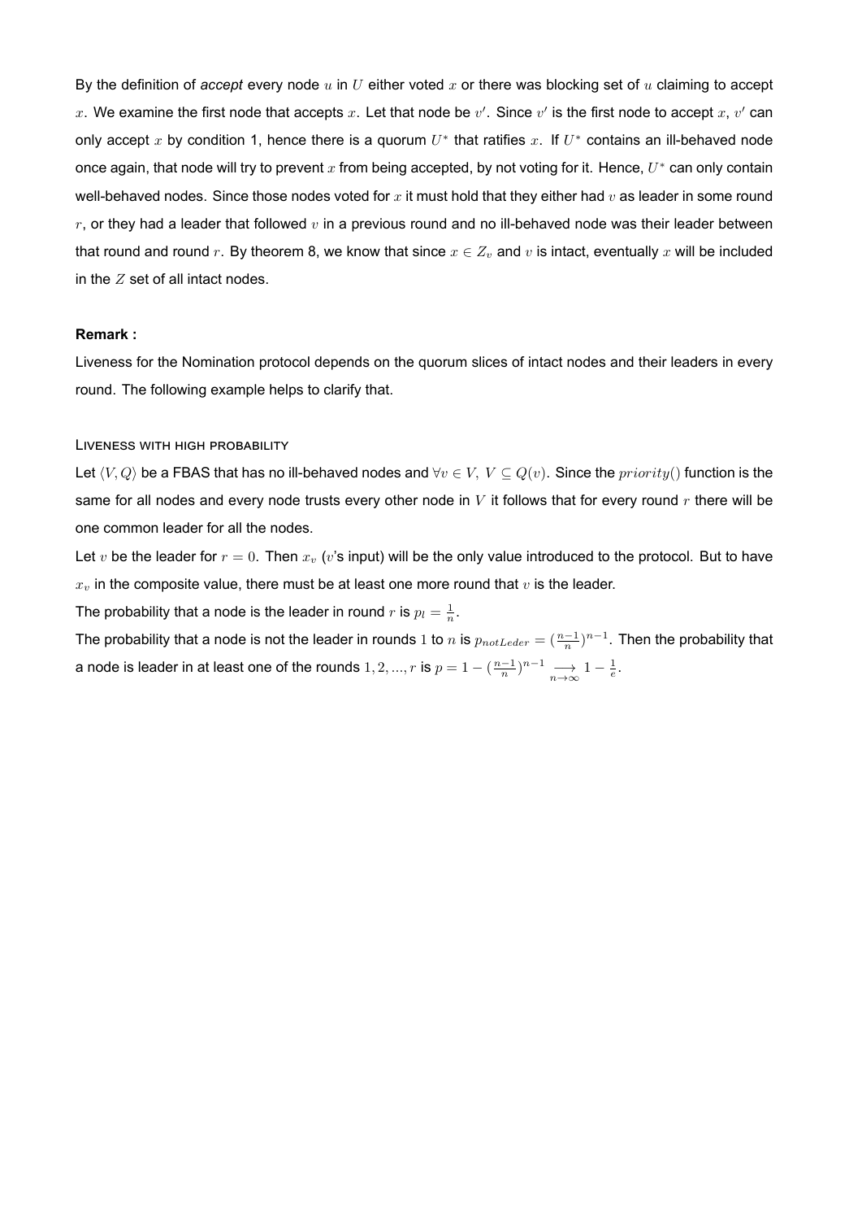By the definition of *accept* every node $u$ in $U$ either voted $x$ or there was blocking set of $u$ claiming to accept $x$. We examine the first node that accepts $x$. Let that node be $v'$. Since $v'$ is the first node to accept $x$, $v'$ can only accept $x$ by condition 1, hence there is a quorum $U^*$ that ratifies $x$. If $U^*$ contains an ill-behaved node once again, that node will try to prevent $x$ from being accepted, by not voting for it. Hence, $U^*$ can only contain well-behaved nodes. Since those nodes voted for $x$ it must hold that they either had $v$ as leader in some round $r$, or they had a leader that followed $v$ in a previous round and no ill-behaved node was their leader between that round and round $r$. By theorem 8, we know that since $x \in Z_v$ and $v$ is intact, eventually $x$ will be included in the $Z$ set of all intact nodes.

**Remark :**

Liveness for the Nomination protocol depends on the quorum slices of intact nodes and their leaders in every round. The following example helps to clarify that.

#### Liveness with high probability

Let $\langle V, Q \rangle$ be a FBAS that has no ill-behaved nodes and $\forall v \in V,\ V \subseteq Q(v)$. Since the $priority()$ function is the same for all nodes and every node trusts every other node in $V$ it follows that for every round $r$ there will be one common leader for all the nodes.

Let $v$ be the leader for $r = 0$. Then $x_v$ ($v$'s input) will be the only value introduced to the protocol. But to have $x_v$ in the composite value, there must be at least one more round that $v$ is the leader.

The probability that a node is the leader in round $r$ is $p_l = \frac{1}{n}$.

The probability that a node is not the leader in rounds $1$ to $n$ is $p_{notLeder} = (\frac{n-1}{n})^{n-1}$. Then the probability that a node is leader in at least one of the rounds $1, 2, ..., r$ is $p = 1 - (\frac{n-1}{n})^{n-1} \underset{n \to \infty}{\longrightarrow} 1 - \frac{1}{e}$.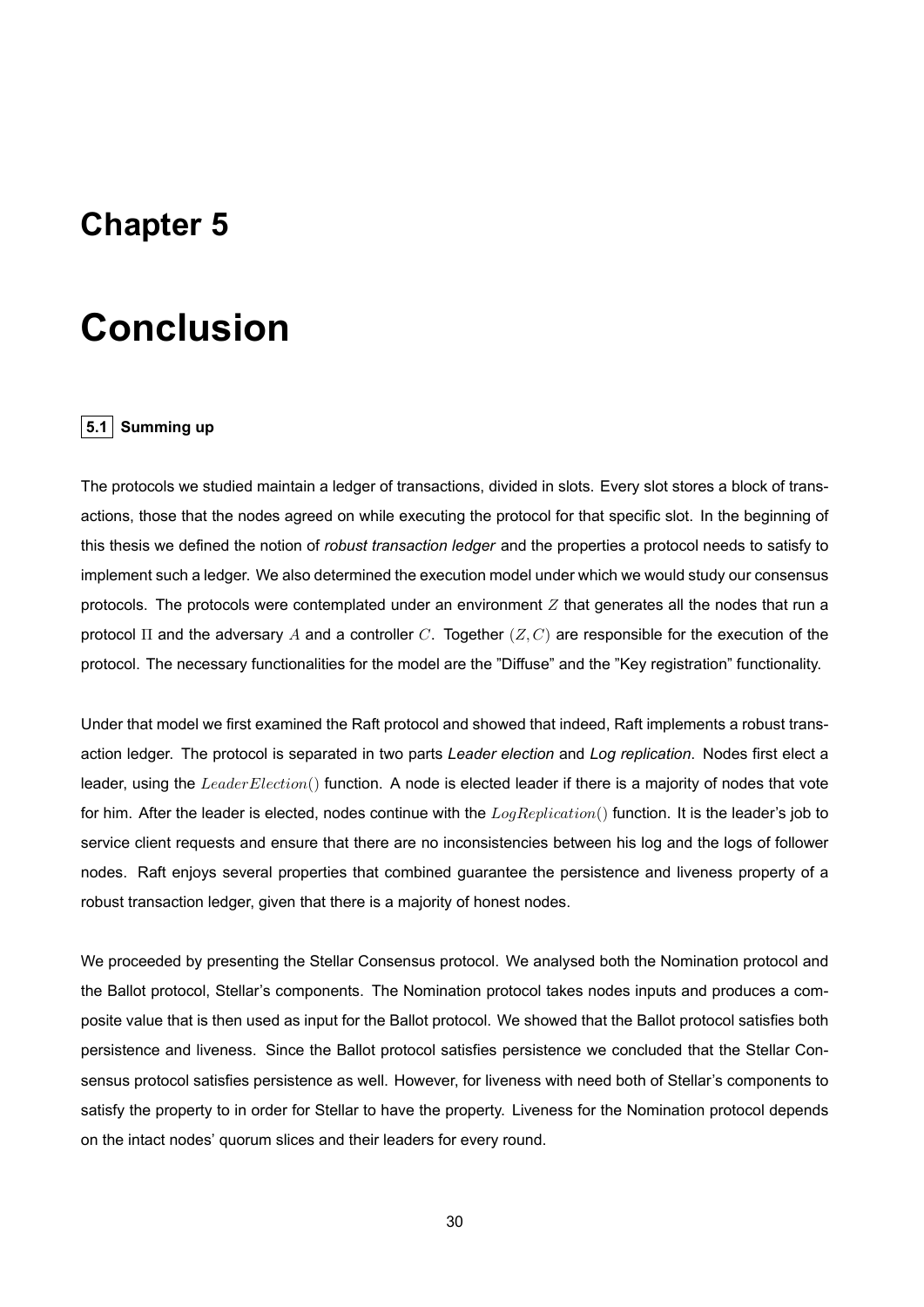# Chapter 5

# Conclusion

## 5.1 Summing up

The protocols we studied maintain a ledger of transactions, divided in slots. Every slot stores a block of transactions, those that the nodes agreed on while executing the protocol for that specific slot. In the beginning of this thesis we defined the notion of *robust transaction ledger* and the properties a protocol needs to satisfy to implement such a ledger. We also determined the execution model under which we would study our consensus protocols. The protocols were contemplated under an environment $Z$ that generates all the nodes that run a protocol $\Pi$ and the adversary $A$ and a controller $C$. Together $(Z, C)$ are responsible for the execution of the protocol. The necessary functionalities for the model are the "Diffuse" and the "Key registration" functionality.

Under that model we first examined the Raft protocol and showed that indeed, Raft implements a robust transaction ledger. The protocol is separated in two parts *Leader election* and *Log replication*. Nodes first elect a leader, using the $LeaderElection()$ function. A node is elected leader if there is a majority of nodes that vote for him. After the leader is elected, nodes continue with the $LogReplication()$ function. It is the leader's job to service client requests and ensure that there are no inconsistencies between his log and the logs of follower nodes. Raft enjoys several properties that combined guarantee the persistence and liveness property of a robust transaction ledger, given that there is a majority of honest nodes.

We proceeded by presenting the Stellar Consensus protocol. We analysed both the Nomination protocol and the Ballot protocol, Stellar's components. The Nomination protocol takes nodes inputs and produces a composite value that is then used as input for the Ballot protocol. We showed that the Ballot protocol satisfies both persistence and liveness. Since the Ballot protocol satisfies persistence we concluded that the Stellar Consensus protocol satisfies persistence as well. However, for liveness with need both of Stellar's components to satisfy the property to in order for Stellar to have the property. Liveness for the Nomination protocol depends on the intact nodes' quorum slices and their leaders for every round.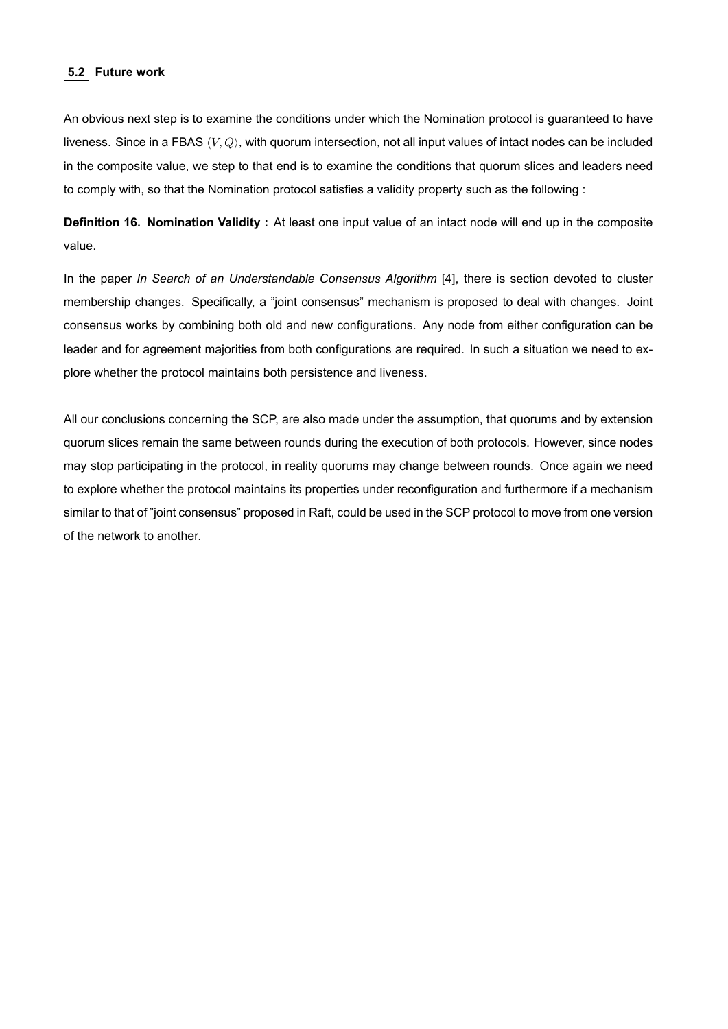## 5.2 Future work

An obvious next step is to examine the conditions under which the Nomination protocol is guaranteed to have liveness. Since in a FBAS $\langle V, Q \rangle$, with quorum intersection, not all input values of intact nodes can be included in the composite value, we step to that end is to examine the conditions that quorum slices and leaders need to comply with, so that the Nomination protocol satisfies a validity property such as the following :

**Definition 16. Nomination Validity :** At least one input value of an intact node will end up in the composite value.

In the paper *In Search of an Understandable Consensus Algorithm* [4], there is section devoted to cluster membership changes. Specifically, a "joint consensus" mechanism is proposed to deal with changes. Joint consensus works by combining both old and new configurations. Any node from either configuration can be leader and for agreement majorities from both configurations are required. In such a situation we need to explore whether the protocol maintains both persistence and liveness.

All our conclusions concerning the SCP, are also made under the assumption, that quorums and by extension quorum slices remain the same between rounds during the execution of both protocols. However, since nodes may stop participating in the protocol, in reality quorums may change between rounds. Once again we need to explore whether the protocol maintains its properties under reconfiguration and furthermore if a mechanism similar to that of "joint consensus" proposed in Raft, could be used in the SCP protocol to move from one version of the network to another.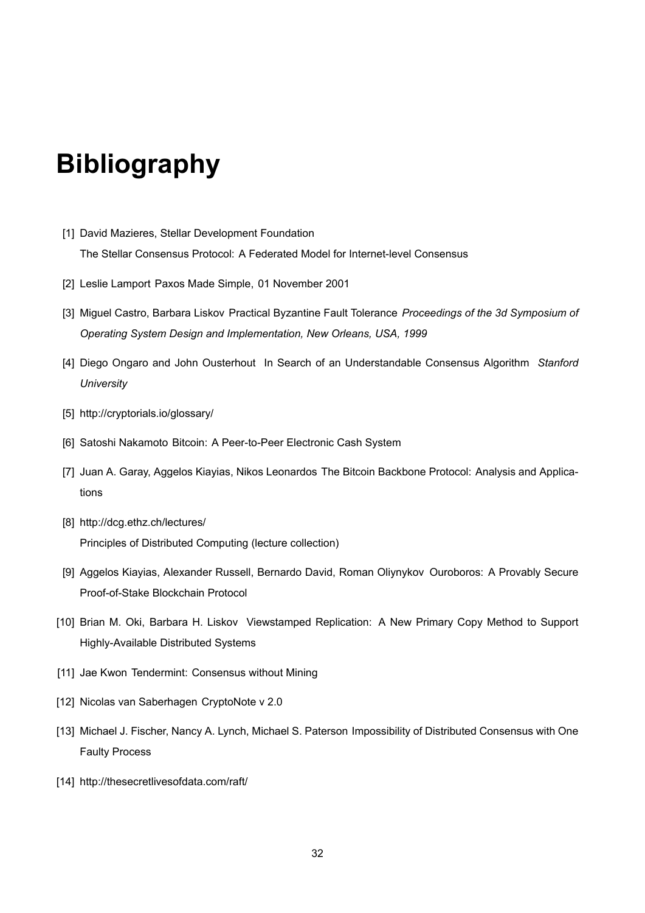# Bibliography

[1] David Mazieres, Stellar Development Foundation
The Stellar Consensus Protocol: A Federated Model for Internet-level Consensus

[2] Leslie Lamport Paxos Made Simple, 01 November 2001

[3] Miguel Castro, Barbara Liskov Practical Byzantine Fault Tolerance *Proceedings of the 3d Symposium of Operating System Design and Implementation, New Orleans, USA, 1999*

[4] Diego Ongaro and John Ousterhout In Search of an Understandable Consensus Algorithm *Stanford University*

[5] http://cryptorials.io/glossary/

[6] Satoshi Nakamoto Bitcoin: A Peer-to-Peer Electronic Cash System

[7] Juan A. Garay, Aggelos Kiayias, Nikos Leonardos The Bitcoin Backbone Protocol: Analysis and Applications

[8] http://dcg.ethz.ch/lectures/
Principles of Distributed Computing (lecture collection)

[9] Aggelos Kiayias, Alexander Russell, Bernardo David, Roman Oliynykov Ouroboros: A Provably Secure Proof-of-Stake Blockchain Protocol

[10] Brian M. Oki, Barbara H. Liskov Viewstamped Replication: A New Primary Copy Method to Support Highly-Available Distributed Systems

[11] Jae Kwon Tendermint: Consensus without Mining

[12] Nicolas van Saberhagen CryptoNote v 2.0

[13] Michael J. Fischer, Nancy A. Lynch, Michael S. Paterson Impossibility of Distributed Consensus with One Faulty Process

[14] http://thesecretlivesofdata.com/raft/